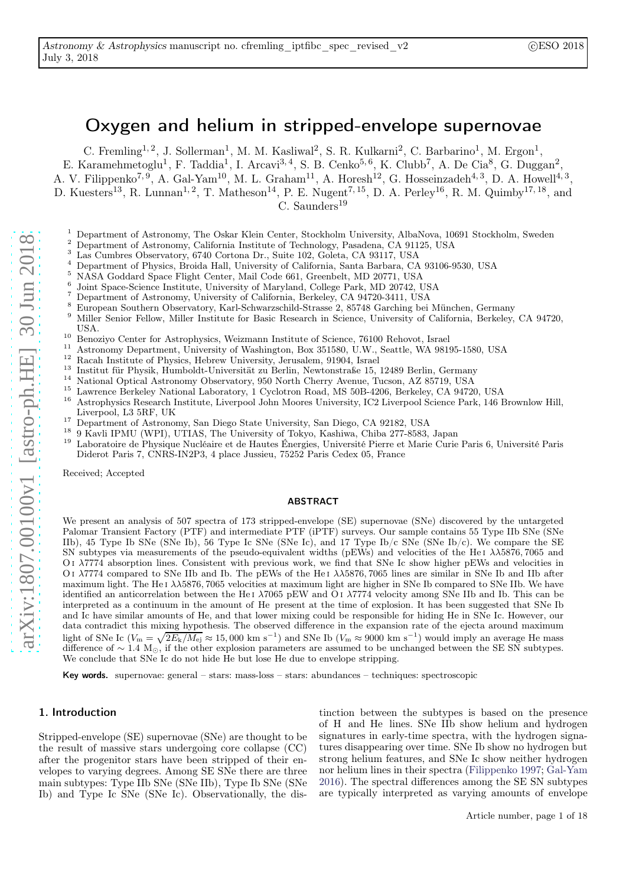# Oxygen and helium in stripped-envelope supernovae

C. Fremling[1,2], J. Sollerman[1], M. M. Kasliwal[2], S. R. Kulkarni[2], C. Barbarino[1], M. Ergon[1], E. Karamehmetoglu[1], F. Taddia[1], I. Arcavi[3,4], S. B. Cenko[5,6], K. Clubb[7], A. De Cia[8], G. Duggan[2], A. V. Filippenko[7,9], A. Gal-Yam[10], M. L. Graham[11], A. Horesh[12], G. Hosseinzadeh[4,3], D. A. Howell[4,3], D. Kuesters[13], R. Lunnan[1,2], T. Matheson[14], P. E. Nugent[7,15], D. A. Perley[16], R. M. Quimby[17,18], and C. Saunders[19]

1. Department of Astronomy, The Oskar Klein Center, Stockholm University, AlbaNova, 10691 Stockholm, Sweden
2. Department of Astronomy, California Institute of Technology, Pasadena, CA 91125, USA
3. Las Cumbres Observatory, 6740 Cortona Dr., Suite 102, Goleta, CA 93117, USA
4. Department of Physics, Broida Hall, University of California, Santa Barbara, CA 93106-9530, USA
5. NASA Goddard Space Flight Center, Mail Code 661, Greenbelt, MD 20771, USA
6. Joint Space-Science Institute, University of Maryland, College Park, MD 20742, USA
7. Department of Astronomy, University of California, Berkeley, CA 94720-3411, USA
8. European Southern Observatory, Karl-Schwarzschild-Strasse 2, 85748 Garching bei München, Germany
9. Miller Senior Fellow, Miller Institute for Basic Research in Science, University of California, Berkeley, CA 94720, USA.
10. Benoziyo Center for Astrophysics, Weizmann Institute of Science, 76100 Rehovot, Israel
11. Astronomy Department, University of Washington, Box 351580, U.W., Seattle, WA 98195-1580, USA
12. Racah Institute of Physics, Hebrew University, Jerusalem, 91904, Israel
13. Institut für Physik, Humboldt-Universität zu Berlin, Newtonstraße 15, 12489 Berlin, Germany
14. National Optical Astronomy Observatory, 950 North Cherry Avenue, Tucson, AZ 85719, USA
15. Lawrence Berkeley National Laboratory, 1 Cyclotron Road, MS 50B-4206, Berkeley, CA 94720, USA
16. Astrophysics Research Institute, Liverpool John Moores University, IC2 Liverpool Science Park, 146 Brownlow Hill, Liverpool, L3 5RF, UK
17. Department of Astronomy, San Diego State University, San Diego, CA 92182, USA
18. Kavli IPMU (WPI), UTIAS, The University of Tokyo, Kashiwa, Chiba 277-8583, Japan
19. Laboratoire de Physique Nucléaire et de Hautes Énergies, Université Pierre et Marie Curie Paris 6, Université Paris Diderot Paris 7, CNRS-IN2P3, 4 place Jussieu, 75252 Paris Cedex 05, France

Received; Accepted

## ABSTRACT

We present an analysis of 507 spectra of 173 stripped-envelope (SE) supernovae (SNe) discovered by the untargeted Palomar Transient Factory (PTF) and intermediate PTF (iPTF) surveys. Our sample contains 55 Type IIb SNe (SNe IIb), 45 Type Ib SNe (SNe Ib), 56 Type Ic SNe (SNe Ic), and 17 Type Ib/c SNe (SNe Ib/c). We compare the SE SN subtypes via measurements of the pseudo-equivalent widths (pEWs) and velocities of the He I $\lambda\lambda5876, 7065$ and O I $\lambda7774$ absorption lines. Consistent with previous work, we find that SNe Ic show higher pEWs and velocities in O I $\lambda7774$ compared to SNe IIb and Ib. The pEWs of the He I $\lambda\lambda5876, 7065$ lines are similar in SNe Ib and IIb after maximum light. The He I $\lambda\lambda5876, 7065$ velocities at maximum light are higher in SNe Ib compared to SNe IIb. We have identified an anticorrelation between the He I $\lambda7065$ pEW and O I $\lambda7774$ velocity among SNe IIb and Ib. This can be interpreted as a continuum in the amount of He present at the time of explosion. It has been suggested that SNe Ib and Ic have similar amounts of He, and that lower mixing could be responsible for hiding He in SNe Ic. However, our data contradict this mixing hypothesis. The observed difference in the expansion rate of the ejecta around maximum light of SNe Ic ($V_{\rm m} = \sqrt{2E_{\rm k}/M_{\rm ej}} \approx 15,000$ km s$^{-1}$) and SNe Ib ($V_{\rm m} \approx 9000$ km s$^{-1}$) would imply an average He mass difference of $\sim 1.4$ M$_\odot$, if the other explosion parameters are assumed to be unchanged between the SE SN subtypes. We conclude that SNe Ic do not hide He but lose He due to envelope stripping.

**Key words.** supernovae: general – stars: mass-loss – stars: abundances – techniques: spectroscopic

## 1. Introduction

Stripped-envelope (SE) supernovae (SNe) are thought to be the result of massive stars undergoing core collapse (CC) after the progenitor stars have been stripped of their envelopes to varying degrees. Among SE SNe there are three main subtypes: Type IIb SNe (SNe IIb), Type Ib SNe (SNe Ib) and Type Ic SNe (SNe Ic). Observationally, the distinction between the subtypes is based on the presence of H and He lines. SNe IIb show helium and hydrogen signatures in early-time spectra, with the hydrogen signatures disappearing over time. SNe Ib show no hydrogen but strong helium features, and SNe Ic show neither hydrogen nor helium lines in their spectra (Filippenko 1997; Gal-Yam 2016). The spectral differences among the SE SN subtypes are typically interpreted as varying amounts of envelope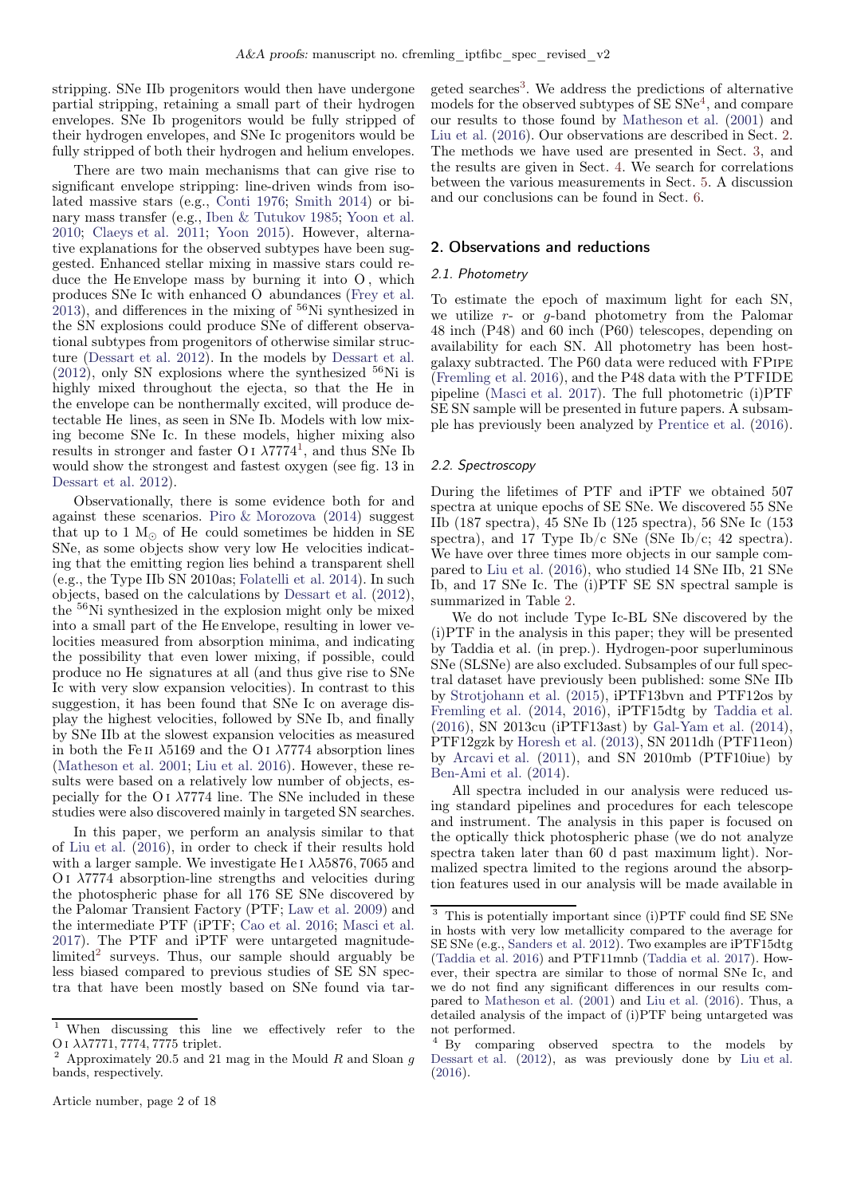stripping. SNe IIb progenitors would then have undergone partial stripping, retaining a small part of their hydrogen envelopes. SNe Ib progenitors would be fully stripped of their hydrogen envelopes, and SNe Ic progenitors would be fully stripped of both their hydrogen and helium envelopes.

There are two main mechanisms that can give rise to significant envelope stripping: line-driven winds from isolated massive stars (e.g., Conti 1976; Smith 2014) or binary mass transfer (e.g., Iben & Tutukov 1985; Yoon et al. 2010; Claeys et al. 2011; Yoon 2015). However, alternative explanations for the observed subtypes have been suggested. Enhanced stellar mixing in massive stars could reduce the He envelope mass by burning it into O , which produces SNe Ic with enhanced O abundances (Frey et al. 2013), and differences in the mixing of $^{56}$Ni synthesized in the SN explosions could produce SNe of different observational subtypes from progenitors of otherwise similar structure (Dessart et al. 2012). In the models by Dessart et al. (2012), only SN explosions where the synthesized $^{56}$Ni is highly mixed throughout the ejecta, so that the He in the envelope can be nonthermally excited, will produce detectable He lines, as seen in SNe Ib. Models with low mixing become SNe Ic. In these models, higher mixing also results in stronger and faster O I $\lambda$7774[1], and thus SNe Ib would show the strongest and fastest oxygen (see fig. 13 in Dessart et al. 2012).

Observationally, there is some evidence both for and against these scenarios. Piro & Morozova (2014) suggest that up to 1 $M_\odot$ of He could sometimes be hidden in SE SNe, as some objects show very low He velocities indicating that the emitting region lies behind a transparent shell (e.g., the Type IIb SN 2010as; Folatelli et al. 2014). In such objects, based on the calculations by Dessart et al. (2012), the $^{56}$Ni synthesized in the explosion might only be mixed into a small part of the He envelope, resulting in lower velocities measured from absorption minima, and indicating the possibility that even lower mixing, if possible, could produce no He signatures at all (and thus give rise to SNe Ic with very slow expansion velocities). In contrast to this suggestion, it has been found that SNe Ic on average display the highest velocities, followed by SNe Ib, and finally by SNe IIb at the slowest expansion velocities as measured in both the Fe II $\lambda$5169 and the O I $\lambda$7774 absorption lines (Matheson et al. 2001; Liu et al. 2016). However, these results were based on a relatively low number of objects, especially for the O I $\lambda$7774 line. The SNe included in these studies were also discovered mainly in targeted SN searches.

In this paper, we perform an analysis similar to that of Liu et al. (2016), in order to check if their results hold with a larger sample. We investigate He I $\lambda\lambda$5876, 7065 and O I $\lambda$7774 absorption-line strengths and velocities during the photospheric phase for all 176 SE SNe discovered by the Palomar Transient Factory (PTF; Law et al. 2009) and the intermediate PTF (iPTF; Cao et al. 2016; Masci et al. 2017). The PTF and iPTF were untargeted magnitude-limited[2] surveys. Thus, our sample should arguably be less biased compared to previous studies of SE SN spectra that have been mostly based on SNe found via targeted searches[3]. We address the predictions of alternative models for the observed subtypes of SE SNe[4], and compare our results to those found by Matheson et al. (2001) and Liu et al. (2016). Our observations are described in Sect. 2. The methods we have used are presented in Sect. 3, and the results are given in Sect. 4. We search for correlations between the various measurements in Sect. 5. A discussion and our conclusions can be found in Sect. 6.

## 2. Observations and reductions

### 2.1. Photometry

To estimate the epoch of maximum light for each SN, we utilize $r$- or $g$-band photometry from the Palomar 48 inch (P48) and 60 inch (P60) telescopes, depending on availability for each SN. All photometry has been host-galaxy subtracted. The P60 data were reduced with FPipe (Fremling et al. 2016), and the P48 data with the PTFIDE pipeline (Masci et al. 2017). The full photometric (i)PTF SE SN sample will be presented in future papers. A subsample has previously been analyzed by Prentice et al. (2016).

### 2.2. Spectroscopy

During the lifetimes of PTF and iPTF we obtained 507 spectra at unique epochs of SE SNe. We discovered 55 SNe IIb (187 spectra), 45 SNe Ib (125 spectra), 56 SNe Ic (153 spectra), and 17 Type Ib/c SNe (SNe Ib/c; 42 spectra). We have over three times more objects in our sample compared to Liu et al. (2016), who studied 14 SNe IIb, 21 SNe Ib, and 17 SNe Ic. The (i)PTF SE SN spectral sample is summarized in Table 2.

We do not include Type Ic-BL SNe discovered by the (i)PTF in the analysis in this paper; they will be presented by Taddia et al. (in prep.). Hydrogen-poor superluminous SNe (SLSNe) are also excluded. Subsamples of our full spectral dataset have previously been published: some SNe IIb by Strotjohann et al. (2015), iPTF13bvn and PTF12os by Fremling et al. (2014, 2016), iPTF15dtg by Taddia et al. (2016), SN 2013cu (iPTF13ast) by Gal-Yam et al. (2014), PTF12gzk by Horesh et al. (2013), SN 2011dh (PTF11eon) by Arcavi et al. (2011), and SN 2010mb (PTF10iue) by Ben-Ami et al. (2014).

All spectra included in our analysis were reduced using standard pipelines and procedures for each telescope and instrument. The analysis in this paper is focused on the optically thick photospheric phase (we do not analyze spectra taken later than 60 d past maximum light). Normalized spectra limited to the regions around the absorption features used in our analysis will be made available in

---

[1] When discussing this line we effectively refer to the O I $\lambda\lambda$7771, 7774, 7775 triplet.

[2] Approximately 20.5 and 21 mag in the Mould $R$ and Sloan $g$ bands, respectively.

[3] This is potentially important since (i)PTF could find SE SNe in hosts with very low metallicity compared to the average for SE SNe (e.g., Sanders et al. 2012). Two examples are iPTF15dtg (Taddia et al. 2016) and PTF11mnb (Taddia et al. 2017). However, their spectra are similar to those of normal SNe Ic, and we do not find any significant differences in our results compared to Matheson et al. (2001) and Liu et al. (2016). Thus, a detailed analysis of the impact of (i)PTF being untargeted was not performed.

[4] By comparing observed spectra to the models by Dessart et al. (2012), as was previously done by Liu et al. (2016).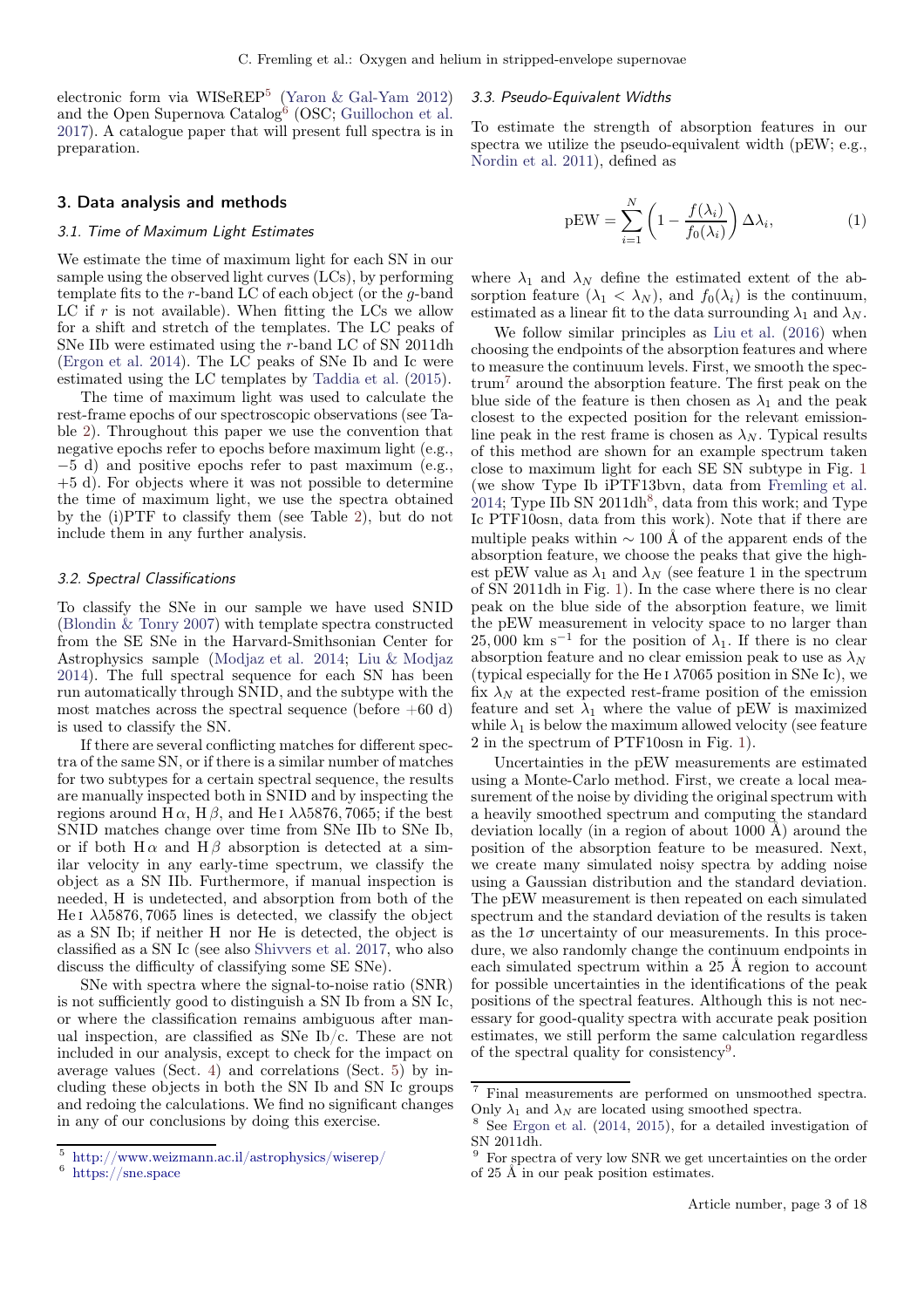electronic form via WISeREP[5] (Yaron & Gal-Yam 2012) and the Open Supernova Catalog[6] (OSC; Guillochon et al. 2017). A catalogue paper that will present full spectra is in preparation.

## 3. Data analysis and methods

### 3.1. Time of Maximum Light Estimates

We estimate the time of maximum light for each SN in our sample using the observed light curves (LCs), by performing template fits to the $r$-band LC of each object (or the $g$-band LC if $r$ is not available). When fitting the LCs we allow for a shift and stretch of the templates. The LC peaks of SNe IIb were estimated using the $r$-band LC of SN 2011dh (Ergon et al. 2014). The LC peaks of SNe Ib and Ic were estimated using the LC templates by Taddia et al. (2015).

The time of maximum light was used to calculate the rest-frame epochs of our spectroscopic observations (see Table 2). Throughout this paper we use the convention that negative epochs refer to epochs before maximum light (e.g., −5 d) and positive epochs refer to past maximum (e.g., +5 d). For objects where it was not possible to determine the time of maximum light, we use the spectra obtained by the (i)PTF to classify them (see Table 2), but do not include them in any further analysis.

### 3.2. Spectral Classifications

To classify the SNe in our sample we have used SNID (Blondin & Tonry 2007) with template spectra constructed from the SE SNe in the Harvard-Smithsonian Center for Astrophysics sample (Modjaz et al. 2014; Liu & Modjaz 2014). The full spectral sequence for each SN has been run automatically through SNID, and the subtype with the most matches across the spectral sequence (before +60 d) is used to classify the SN.

If there are several conflicting matches for different spectra of the same SN, or if there is a similar number of matches for two subtypes for a certain spectral sequence, the results are manually inspected both in SNID and by inspecting the regions around H α, H β, and He I λλ5876, 7065; if the best SNID matches change over time from SNe IIb to SNe Ib, or if both H α and H β absorption is detected at a similar velocity in any early-time spectrum, we classify the object as a SN IIb. Furthermore, if manual inspection is needed, H is undetected, and absorption from both of the He I λλ5876, 7065 lines is detected, we classify the object as a SN Ib; if neither H nor He is detected, the object is classified as a SN Ic (see also Shivvers et al. 2017, who also discuss the difficulty of classifying some SE SNe).

SNe with spectra where the signal-to-noise ratio (SNR) is not sufficiently good to distinguish a SN Ib from a SN Ic, or where the classification remains ambiguous after manual inspection, are classified as SNe Ib/c. These are not included in our analysis, except to check for the impact on average values (Sect. 4) and correlations (Sect. 5) by including these objects in both the SN Ib and SN Ic groups and redoing the calculations. We find no significant changes in any of our conclusions by doing this exercise.

### 3.3. Pseudo-Equivalent Widths

To estimate the strength of absorption features in our spectra we utilize the pseudo-equivalent width (pEW; e.g., Nordin et al. 2011), defined as

$$\mathrm{pEW} = \sum_{i=1}^{N} \left(1 - \frac{f(\lambda_i)}{f_0(\lambda_i)}\right) \Delta\lambda_i, \tag{1}$$

where $\lambda_1$ and $\lambda_N$ define the estimated extent of the absorption feature ($\lambda_1 < \lambda_N$), and $f_0(\lambda_i)$ is the continuum, estimated as a linear fit to the data surrounding $\lambda_1$ and $\lambda_N$.

We follow similar principles as Liu et al. (2016) when choosing the endpoints of the absorption features and where to measure the continuum levels. First, we smooth the spectrum[7] around the absorption feature. The first peak on the blue side of the feature is then chosen as $\lambda_1$ and the peak closest to the expected position for the relevant emission-line peak in the rest frame is chosen as $\lambda_N$. Typical results of this method are shown for an example spectrum taken close to maximum light for each SE SN subtype in Fig. 1 (we show Type Ib iPTF13bvn, data from Fremling et al. 2014; Type IIb SN 2011dh[8], data from this work; and Type Ic PTF10osn, data from this work). Note that if there are multiple peaks within ∼ 100 Å of the apparent ends of the absorption feature, we choose the peaks that give the highest pEW value as $\lambda_1$ and $\lambda_N$ (see feature 1 in the spectrum of SN 2011dh in Fig. 1). In the case where there is no clear peak on the blue side of the absorption feature, we limit the pEW measurement in velocity space to no larger than 25, 000 km s$^{-1}$ for the position of $\lambda_1$. If there is no clear absorption feature and no clear emission peak to use as $\lambda_N$ (typical especially for the He I λ7065 position in SNe Ic), we fix $\lambda_N$ at the expected rest-frame position of the emission feature and set $\lambda_1$ where the value of pEW is maximized while $\lambda_1$ is below the maximum allowed velocity (see feature 2 in the spectrum of PTF10osn in Fig. 1).

Uncertainties in the pEW measurements are estimated using a Monte-Carlo method. First, we create a local measurement of the noise by dividing the original spectrum with a heavily smoothed spectrum and computing the standard deviation locally (in a region of about 1000 Å) around the position of the absorption feature to be measured. Next, we create many simulated noisy spectra by adding noise using a Gaussian distribution and the standard deviation. The pEW measurement is then repeated on each simulated spectrum and the standard deviation of the results is taken as the 1σ uncertainty of our measurements. In this procedure, we also randomly change the continuum endpoints in each simulated spectrum within a 25 Å region to account for possible uncertainties in the identifications of the peak positions of the spectral features. Although this is not necessary for good-quality spectra with accurate peak position estimates, we still perform the same calculation regardless of the spectral quality for consistency[9].

[5] http://www.weizmann.ac.il/astrophysics/wiserep/

[6] https://sne.space

[7] Final measurements are performed on unsmoothed spectra. Only $\lambda_1$ and $\lambda_N$ are located using smoothed spectra.

[8] See Ergon et al. (2014, 2015), for a detailed investigation of SN 2011dh.

[9] For spectra of very low SNR we get uncertainties on the order of 25 Å in our peak position estimates.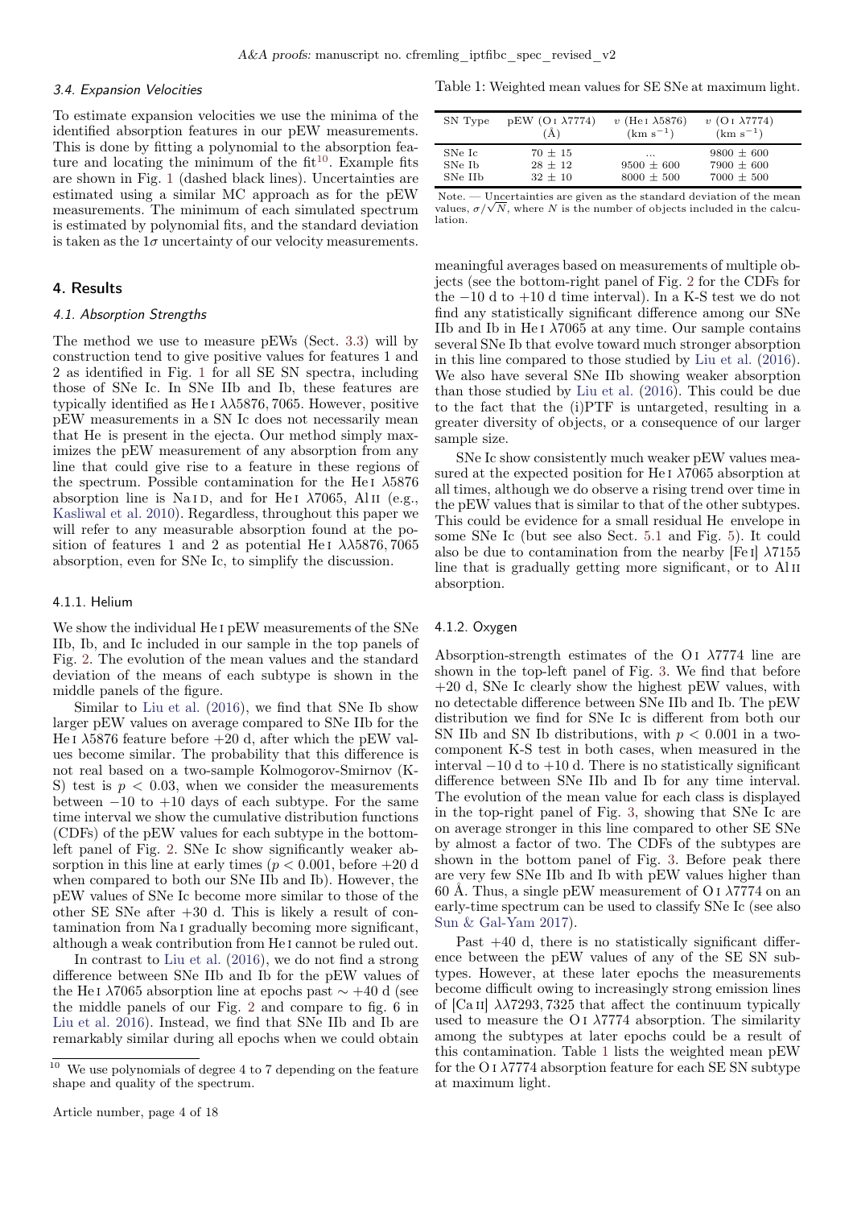### 3.4. Expansion Velocities

To estimate expansion velocities we use the minima of the identified absorption features in our pEW measurements. This is done by fitting a polynomial to the absorption feature and locating the minimum of the fit[10]. Example fits are shown in Fig. 1 (dashed black lines). Uncertainties are estimated using a similar MC approach as for the pEW measurements. The minimum of each simulated spectrum is estimated by polynomial fits, and the standard deviation is taken as the $1\sigma$ uncertainty of our velocity measurements.

## 4. Results

### 4.1. Absorption Strengths

The method we use to measure pEWs (Sect. 3.3) will by construction tend to give positive values for features 1 and 2 as identified in Fig. 1 for all SE SN spectra, including those of SNe Ic. In SNe IIb and Ib, these features are typically identified as He I $\lambda\lambda5876, 7065$. However, positive pEW measurements in a SN Ic does not necessarily mean that He is present in the ejecta. Our method simply maximizes the pEW measurement of any absorption from any line that could give rise to a feature in these regions of the spectrum. Possible contamination for the He I $\lambda5876$ absorption line is Na I D, and for He I $\lambda7065$, Al II (e.g., Kasliwal et al. 2010). Regardless, throughout this paper we will refer to any measurable absorption found at the position of features 1 and 2 as potential He I $\lambda\lambda5876, 7065$ absorption, even for SNe Ic, to simplify the discussion.

#### 4.1.1. Helium

We show the individual He I pEW measurements of the SNe IIb, Ib, and Ic included in our sample in the top panels of Fig. 2. The evolution of the mean values and the standard deviation of the means of each subtype is shown in the middle panels of the figure.

Similar to Liu et al. (2016), we find that SNe Ib show larger pEW values on average compared to SNe IIb for the He I $\lambda5876$ feature before +20 d, after which the pEW values become similar. The probability that this difference is not real based on a two-sample Kolmogorov-Smirnov (K-S) test is $p < 0.03$, when we consider the measurements between −10 to +10 days of each subtype. For the same time interval we show the cumulative distribution functions (CDFs) of the pEW values for each subtype in the bottom-left panel of Fig. 2. SNe Ic show significantly weaker absorption in this line at early times ($p < 0.001$, before +20 d when compared to both our SNe IIb and Ib). However, the pEW values of SNe Ic become more similar to those of the other SE SNe after +30 d. This is likely a result of contamination from Na I gradually becoming more significant, although a weak contribution from He I cannot be ruled out.

In contrast to Liu et al. (2016), we do not find a strong difference between SNe IIb and Ib for the pEW values of the He I $\lambda7065$ absorption line at epochs past ∼ +40 d (see the middle panels of our Fig. 2 and compare to fig. 6 in Liu et al. 2016). Instead, we find that SNe IIb and Ib are remarkably similar during all epochs when we could obtain meaningful averages based on measurements of multiple objects (see the bottom-right panel of Fig. 2 for the CDFs for the −10 d to +10 d time interval). In a K-S test we do not find any statistically significant difference among our SNe IIb and Ib in He I $\lambda7065$ at any time. Our sample contains several SNe Ib that evolve toward much stronger absorption in this line compared to those studied by Liu et al. (2016). We also have several SNe IIb showing weaker absorption than those studied by Liu et al. (2016). This could be due to the fact that the (i)PTF is untargeted, resulting in a greater diversity of objects, or a consequence of our larger sample size.

SNe Ic show consistently much weaker pEW values measured at the expected position for He I $\lambda7065$ absorption at all times, although we do observe a rising trend over time in the pEW values that is similar to that of the other subtypes. This could be evidence for a small residual He envelope in some SNe Ic (but see also Sect. 5.1 and Fig. 5). It could also be due to contamination from the nearby [Fe I] $\lambda7155$ line that is gradually getting more significant, or to Al II absorption.

Table 1: Weighted mean values for SE SNe at maximum light.

| SN Type | pEW (O I $\lambda7774$) (Å) | $v$ (He I $\lambda5876$) (km s$^{-1}$) | $v$ (O I $\lambda7774$) (km s$^{-1}$) |
|---|---|---|---|
| SNe Ic | 70 ± 15 | ... | 9800 ± 600 |
| SNe Ib | 28 ± 12 | 9500 ± 600 | 7900 ± 600 |
| SNe IIb | 32 ± 10 | 8000 ± 500 | 7000 ± 500 |

Note. — Uncertainties are given as the standard deviation of the mean values, $\sigma/\sqrt{N}$, where $N$ is the number of objects included in the calculation.

#### 4.1.2. Oxygen

Absorption-strength estimates of the O I $\lambda7774$ line are shown in the top-left panel of Fig. 3. We find that before +20 d, SNe Ic clearly show the highest pEW values, with no detectable difference between SNe IIb and Ib. The pEW distribution we find for SNe Ic is different from both our SN IIb and SN Ib distributions, with $p < 0.001$ in a two-component K-S test in both cases, when measured in the interval −10 d to +10 d. There is no statistically significant difference between SNe IIb and Ib for any time interval. The evolution of the mean value for each class is displayed in the top-right panel of Fig. 3, showing that SNe Ic are on average stronger in this line compared to other SE SNe by almost a factor of two. The CDFs of the subtypes are shown in the bottom panel of Fig. 3. Before peak there are very few SNe IIb and Ib with pEW values higher than 60 Å. Thus, a single pEW measurement of O I $\lambda7774$ on an early-time spectrum can be used to classify SNe Ic (see also Sun & Gal-Yam 2017).

Past +40 d, there is no statistically significant difference between the pEW values of any of the SE SN subtypes. However, at these later epochs the measurements become difficult owing to increasingly strong emission lines of [Ca II] $\lambda\lambda7293, 7325$ that affect the continuum typically used to measure the O I $\lambda7774$ absorption. The similarity among the subtypes at later epochs could be a result of this contamination. Table 1 lists the weighted mean pEW for the O I $\lambda7774$ absorption feature for each SE SN subtype at maximum light.

---

[10] We use polynomials of degree 4 to 7 depending on the feature shape and quality of the spectrum.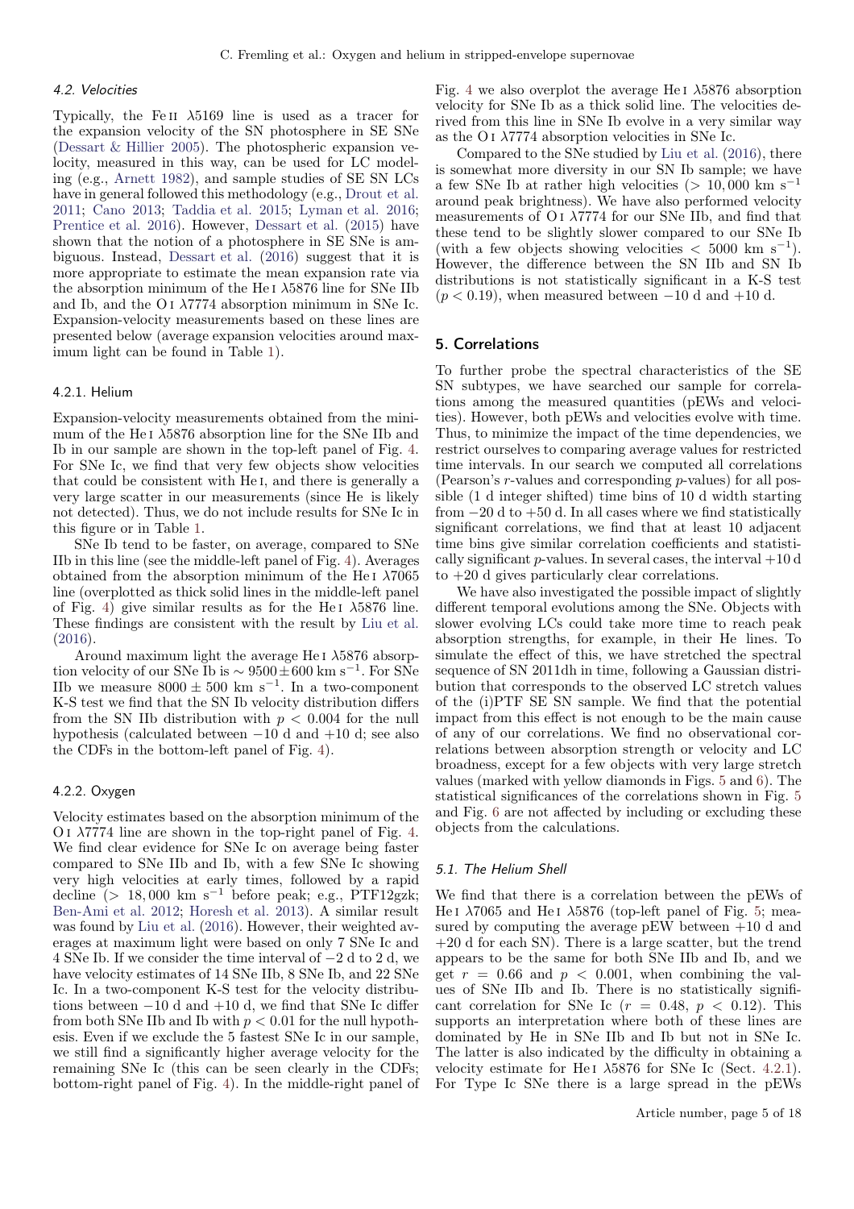### 4.2. Velocities

Typically, the Fe II λ5169 line is used as a tracer for the expansion velocity of the SN photosphere in SE SNe (Dessart & Hillier 2005). The photospheric expansion velocity, measured in this way, can be used for LC modeling (e.g., Arnett 1982), and sample studies of SE SN LCs have in general followed this methodology (e.g., Drout et al. 2011; Cano 2013; Taddia et al. 2015; Lyman et al. 2016; Prentice et al. 2016). However, Dessart et al. (2015) have shown that the notion of a photosphere in SE SNe is ambiguous. Instead, Dessart et al. (2016) suggest that it is more appropriate to estimate the mean expansion rate via the absorption minimum of the He I λ5876 line for SNe IIb and Ib, and the O I λ7774 absorption minimum in SNe Ic. Expansion-velocity measurements based on these lines are presented below (average expansion velocities around maximum light can be found in Table 1).

#### 4.2.1. Helium

Expansion-velocity measurements obtained from the minimum of the He I λ5876 absorption line for the SNe IIb and Ib in our sample are shown in the top-left panel of Fig. 4. For SNe Ic, we find that very few objects show velocities that could be consistent with He I, and there is generally a very large scatter in our measurements (since He is likely not detected). Thus, we do not include results for SNe Ic in this figure or in Table 1.

SNe Ib tend to be faster, on average, compared to SNe IIb in this line (see the middle-left panel of Fig. 4). Averages obtained from the absorption minimum of the He I λ7065 line (overplotted as thick solid lines in the middle-left panel of Fig. 4) give similar results as for the He I λ5876 line. These findings are consistent with the result by Liu et al. (2016).

Around maximum light the average He I λ5876 absorption velocity of our SNe Ib is $\sim 9500 \pm 600$ km s$^{-1}$. For SNe IIb we measure $8000 \pm 500$ km s$^{-1}$. In a two-component K-S test we find that the SN Ib velocity distribution differs from the SN IIb distribution with $p < 0.004$ for the null hypothesis (calculated between −10 d and +10 d; see also the CDFs in the bottom-left panel of Fig. 4).

#### 4.2.2. Oxygen

Velocity estimates based on the absorption minimum of the O I λ7774 line are shown in the top-right panel of Fig. 4. We find clear evidence for SNe Ic on average being faster compared to SNe IIb and Ib, with a few SNe Ic showing very high velocities at early times, followed by a rapid decline ($> 18,000$ km s$^{-1}$ before peak; e.g., PTF12gzk; Ben-Ami et al. 2012; Horesh et al. 2013). A similar result was found by Liu et al. (2016). However, their weighted averages at maximum light were based on only 7 SNe Ic and 4 SNe Ib. If we consider the time interval of −2 d to 2 d, we have velocity estimates of 14 SNe IIb, 8 SNe Ib, and 22 SNe Ic. In a two-component K-S test for the velocity distributions between −10 d and +10 d, we find that SNe Ic differ from both SNe IIb and Ib with $p < 0.01$ for the null hypothesis. Even if we exclude the 5 fastest SNe Ic in our sample, we still find a significantly higher average velocity for the remaining SNe Ic (this can be seen clearly in the CDFs; bottom-right panel of Fig. 4). In the middle-right panel of Fig. 4 we also overplot the average He I λ5876 absorption velocity for SNe Ib as a thick solid line. The velocities derived from this line in SNe Ib evolve in a very similar way as the O I λ7774 absorption velocities in SNe Ic.

Compared to the SNe studied by Liu et al. (2016), there is somewhat more diversity in our SN Ib sample; we have a few SNe Ib at rather high velocities ($> 10,000$ km s$^{-1}$ around peak brightness). We have also performed velocity measurements of O I λ7774 for our SNe IIb, and find that these tend to be slightly slower compared to our SNe Ib (with a few objects showing velocities $< 5000$ km s$^{-1}$). However, the difference between the SN IIb and SN Ib distributions is not statistically significant in a K-S test ($p < 0.19$), when measured between −10 d and +10 d.

## 5. Correlations

To further probe the spectral characteristics of the SE SN subtypes, we have searched our sample for correlations among the measured quantities (pEWs and velocities). However, both pEWs and velocities evolve with time. Thus, to minimize the impact of the time dependencies, we restrict ourselves to comparing average values for restricted time intervals. In our search we computed all correlations (Pearson's $r$-values and corresponding $p$-values) for all possible (1 d integer shifted) time bins of 10 d width starting from −20 d to +50 d. In all cases where we find statistically significant correlations, we find that at least 10 adjacent time bins give similar correlation coefficients and statistically significant $p$-values. In several cases, the interval +10 d to +20 d gives particularly clear correlations.

We have also investigated the possible impact of slightly different temporal evolutions among the SNe. Objects with slower evolving LCs could take more time to reach peak absorption strengths, for example, in their He lines. To simulate the effect of this, we have stretched the spectral sequence of SN 2011dh in time, following a Gaussian distribution that corresponds to the observed LC stretch values of the (i)PTF SE SN sample. We find that the potential impact from this effect is not enough to be the main cause of any of our correlations. We find no observational correlations between absorption strength or velocity and LC broadness, except for a few objects with very large stretch values (marked with yellow diamonds in Figs. 5 and 6). The statistical significances of the correlations shown in Fig. 5 and Fig. 6 are not affected by including or excluding these objects from the calculations.

### 5.1. The Helium Shell

We find that there is a correlation between the pEWs of He I λ7065 and He I λ5876 (top-left panel of Fig. 5; measured by computing the average pEW between +10 d and +20 d for each SN). There is a large scatter, but the trend appears to be the same for both SNe IIb and Ib, and we get $r = 0.66$ and $p < 0.001$, when combining the values of SNe IIb and Ib. There is no statistically significant correlation for SNe Ic ($r = 0.48$, $p < 0.12$). This supports an interpretation where both of these lines are dominated by He in SNe IIb and Ib but not in SNe Ic. The latter is also indicated by the difficulty in obtaining a velocity estimate for He I λ5876 for SNe Ic (Sect. 4.2.1). For Type Ic SNe there is a large spread in the pEWs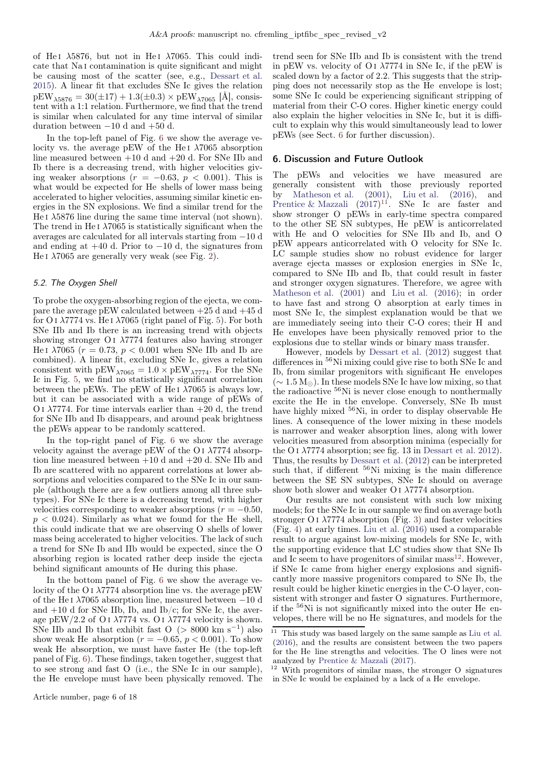of He I λ5876, but not in He I λ7065. This could indicate that Na I contamination is quite significant and might be causing most of the scatter (see, e.g., Dessart et al. 2015). A linear fit that excludes SNe Ic gives the relation $\mathrm{pEW}_{\lambda 5876} = 30(\pm 17) + 1.3(\pm 0.3) \times \mathrm{pEW}_{\lambda 7065}$ [Å], consistent with a 1:1 relation. Furthermore, we find that the trend is similar when calculated for any time interval of similar duration between −10 d and +50 d.

In the top-left panel of Fig. 6 we show the average velocity vs. the average pEW of the He I λ7065 absorption line measured between +10 d and +20 d. For SNe IIb and Ib there is a decreasing trend, with higher velocities giving weaker absorptions ($r = -0.63$, $p < 0.001$). This is what would be expected for He shells of lower mass being accelerated to higher velocities, assuming similar kinetic energies in the SN explosions. We find a similar trend for the He I λ5876 line during the same time interval (not shown). The trend in He I λ7065 is statistically significant when the averages are calculated for all intervals starting from −10 d and ending at +40 d. Prior to −10 d, the signatures from He I λ7065 are generally very weak (see Fig. 2).

### 5.2. The Oxygen Shell

To probe the oxygen-absorbing region of the ejecta, we compare the average pEW calculated between +25 d and +45 d for O I λ7774 vs. He I λ7065 (right panel of Fig. 5). For both SNe IIb and Ib there is an increasing trend with objects showing stronger O I λ7774 features also having stronger He I λ7065 ($r = 0.73$, $p < 0.001$ when SNe IIb and Ib are combined). A linear fit, excluding SNe Ic, gives a relation consistent with $\mathrm{pEW}_{\lambda 7065} = 1.0 \times \mathrm{pEW}_{\lambda 7774}$. For the SNe Ic in Fig. 5, we find no statistically significant correlation between the pEWs. The pEW of He I λ7065 is always low, but it can be associated with a wide range of pEWs of O I λ7774. For time intervals earlier than +20 d, the trend for SNe IIb and Ib disappears, and around peak brightness the pEWs appear to be randomly scattered.

In the top-right panel of Fig. 6 we show the average velocity against the average pEW of the O I λ7774 absorption line measured between +10 d and +20 d. SNe IIb and Ib are scattered with no apparent correlations at lower absorptions and velocities compared to the SNe Ic in our sample (although there are a few outliers among all three subtypes). For SNe Ic there is a decreasing trend, with higher velocities corresponding to weaker absorptions ($r = -0.50$, $p < 0.024$). Similarly as what we found for the He shell, this could indicate that we are observing O shells of lower mass being accelerated to higher velocities. The lack of such a trend for SNe Ib and IIb would be expected, since the O absorbing region is located rather deep inside the ejecta behind significant amounts of He during this phase.

In the bottom panel of Fig. 6 we show the average velocity of the O I λ7774 absorption line vs. the average pEW of the He I λ7065 absorption line, measured between −10 d and +10 d for SNe IIb, Ib, and Ib/c; for SNe Ic, the average pEW/2.2 of O I λ7774 vs. O I λ7774 velocity is shown. SNe IIb and Ib that exhibit fast O (> 8000 km s$^{-1}$) also show weak He absorption ($r = -0.65$, $p < 0.001$). To show weak He absorption, we must have faster He (the top-left panel of Fig. 6). These findings, taken together, suggest that to see strong and fast O (i.e., the SNe Ic in our sample), the He envelope must have been physically removed. The trend seen for SNe IIb and Ib is consistent with the trend in pEW vs. velocity of O I λ7774 in SNe Ic, if the pEW is scaled down by a factor of 2.2. This suggests that the stripping does not necessarily stop as the He envelope is lost; some SNe Ic could be experiencing significant stripping of material from their C-O cores. Higher kinetic energy could also explain the higher velocities in SNe Ic, but it is difficult to explain why this would simultaneously lead to lower pEWs (see Sect. 6 for further discussion).

## 6. Discussion and Future Outlook

The pEWs and velocities we have measured are generally consistent with those previously reported by Matheson et al. (2001), Liu et al. (2016), and Prentice & Mazzali (2017)[11]. SNe Ic are faster and show stronger O pEWs in early-time spectra compared to the other SE SN subtypes, He pEW is anticorrelated with He and O velocities for SNe IIb and Ib, and O pEW appears anticorrelated with O velocity for SNe Ic. LC sample studies show no robust evidence for larger average ejecta masses or explosion energies in SNe Ic, compared to SNe IIb and Ib, that could result in faster and stronger oxygen signatures. Therefore, we agree with Matheson et al. (2001) and Liu et al. (2016); in order to have fast and strong O absorption at early times in most SNe Ic, the simplest explanation would be that we are immediately seeing into their C-O cores; their H and He envelopes have been physically removed prior to the explosions due to stellar winds or binary mass transfer.

However, models by Dessart et al. (2012) suggest that differences in $^{56}$Ni mixing could give rise to both SNe Ic and Ib, from similar progenitors with significant He envelopes ($\sim 1.5\,\mathrm{M}_\odot$). In these models SNe Ic have low mixing, so that the radioactive $^{56}$Ni is never close enough to nonthermally excite the He in the envelope. Conversely, SNe Ib must have highly mixed $^{56}$Ni, in order to display observable He lines. A consequence of the lower mixing in these models is narrower and weaker absorption lines, along with lower velocities measured from absorption minima (especially for the O I λ7774 absorption; see fig. 13 in Dessart et al. 2012). Thus, the results by Dessart et al. (2012) can be interpreted such that, if different $^{56}$Ni mixing is the main difference between the SE SN subtypes, SNe Ic should on average show both slower and weaker O I λ7774 absorption.

Our results are not consistent with such low mixing models; for the SNe Ic in our sample we find on average both stronger O I λ7774 absorption (Fig. 3) and faster velocities (Fig. 4) at early times. Liu et al. (2016) used a comparable result to argue against low-mixing models for SNe Ic, with the supporting evidence that LC studies show that SNe Ib and Ic seem to have progenitors of similar mass[12]. However, if SNe Ic came from higher energy explosions and significantly more massive progenitors compared to SNe Ib, the result could be higher kinetic energies in the C-O layer, consistent with stronger and faster O signatures. Furthermore, if the $^{56}$Ni is not significantly mixed into the outer He envelopes, there will be no He signatures, and models for the

---

[11] This study was based largely on the same sample as Liu et al. (2016), and the results are consistent between the two papers for the He line strengths and velocities. The O lines were not analyzed by Prentice & Mazzali (2017).

[12] With progenitors of similar mass, the stronger O signatures in SNe Ic would be explained by a lack of a He envelope.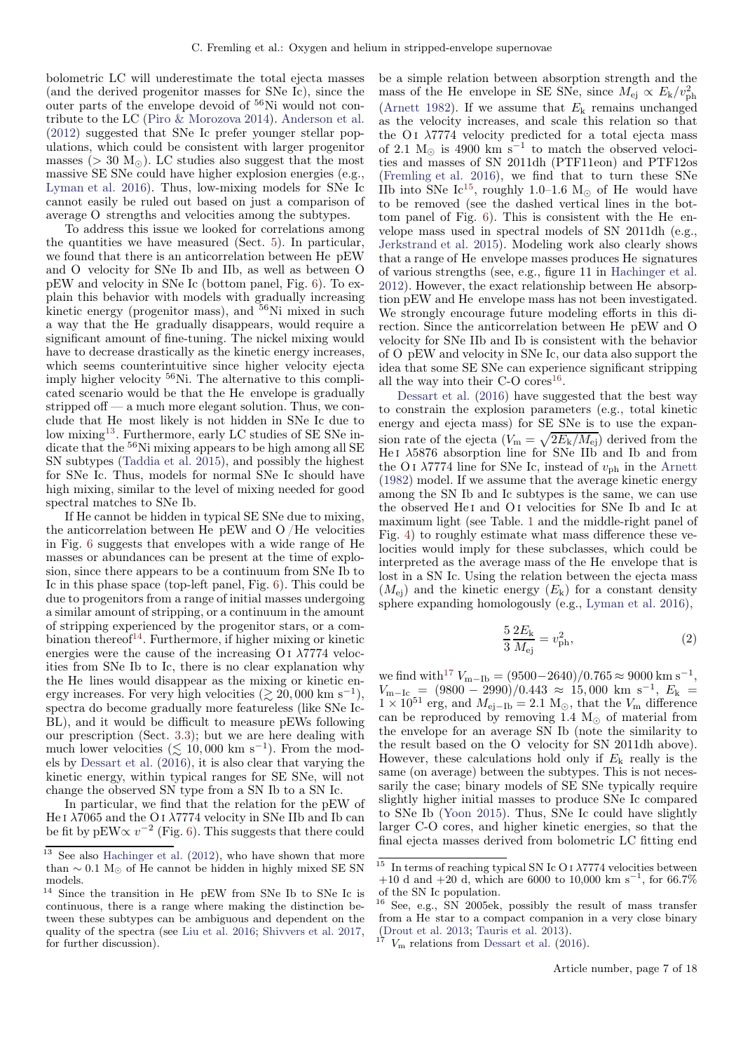bolometric LC will underestimate the total ejecta masses (and the derived progenitor masses for SNe Ic), since the outer parts of the envelope devoid of $^{56}$Ni would not contribute to the LC (Piro & Morozova 2014). Anderson et al. (2012) suggested that SNe Ic prefer younger stellar populations, which could be consistent with larger progenitor masses ($> 30$ M$_\odot$). LC studies also suggest that the most massive SE SNe could have higher explosion energies (e.g., Lyman et al. 2016). Thus, low-mixing models for SNe Ic cannot easily be ruled out based on just a comparison of average O strengths and velocities among the subtypes.

To address this issue we looked for correlations among the quantities we have measured (Sect. 5). In particular, we found that there is an anticorrelation between He pEW and O velocity for SNe Ib and IIb, as well as between O pEW and velocity in SNe Ic (bottom panel, Fig. 6). To explain this behavior with models with gradually increasing kinetic energy (progenitor mass), and $^{56}$Ni mixed in such a way that the He gradually disappears, would require a significant amount of fine-tuning. The nickel mixing would have to decrease drastically as the kinetic energy increases, which seems counterintuitive since higher velocity ejecta imply higher velocity $^{56}$Ni. The alternative to this complicated scenario would be that the He envelope is gradually stripped off — a much more elegant solution. Thus, we conclude that He most likely is not hidden in SNe Ic due to low mixing[13]. Furthermore, early LC studies of SE SNe indicate that the $^{56}$Ni mixing appears to be high among all SE SN subtypes (Taddia et al. 2015), and possibly the highest for SNe Ic. Thus, models for normal SNe Ic should have high mixing, similar to the level of mixing needed for good spectral matches to SNe Ib.

If He cannot be hidden in typical SE SNe due to mixing, the anticorrelation between He pEW and O /He velocities in Fig. 6 suggests that envelopes with a wide range of He masses or abundances can be present at the time of explosion, since there appears to be a continuum from SNe Ib to Ic in this phase space (top-left panel, Fig. 6). This could be due to progenitors from a range of initial masses undergoing a similar amount of stripping, or a continuum in the amount of stripping experienced by the progenitor stars, or a combination thereof[14]. Furthermore, if higher mixing or kinetic energies were the cause of the increasing O I $\lambda$7774 velocities from SNe Ib to Ic, there is no clear explanation why the He lines would disappear as the mixing or kinetic energy increases. For very high velocities ($\gtrsim 20,000$ km s$^{-1}$), spectra do become gradually more featureless (like SNe Ic-BL), and it would be difficult to measure pEWs following our prescription (Sect. 3.3); but we are here dealing with much lower velocities ($\lesssim 10,000$ km s$^{-1}$). From the models by Dessart et al. (2016), it is also clear that varying the kinetic energy, within typical ranges for SE SNe, will not change the observed SN type from a SN Ib to a SN Ic.

In particular, we find that the relation for the pEW of He I $\lambda$7065 and the O I $\lambda$7774 velocity in SNe IIb and Ib can be fit by pEW$\propto v^{-2}$ (Fig. 6). This suggests that there could be a simple relation between absorption strength and the mass of the He envelope in SE SNe, since $M_{\rm ej} \propto E_{\rm k}/v_{\rm ph}^2$ (Arnett 1982). If we assume that $E_{\rm k}$ remains unchanged as the velocity increases, and scale this relation so that the O I $\lambda$7774 velocity predicted for a total ejecta mass of 2.1 M$_\odot$ is 4900 km s$^{-1}$ to match the observed velocities and masses of SN 2011dh (PTF11eon) and PTF12os (Fremling et al. 2016), we find that to turn these SNe IIb into SNe Ic[15], roughly 1.0–1.6 M$_\odot$ of He would have to be removed (see the dashed vertical lines in the bottom panel of Fig. 6). This is consistent with the He envelope mass used in spectral models of SN 2011dh (e.g., Jerkstrand et al. 2015). Modeling work also clearly shows that a range of He envelope masses produces He signatures of various strengths (see, e.g., figure 11 in Hachinger et al. 2012). However, the exact relationship between He absorption pEW and He envelope mass has not been investigated. We strongly encourage future modeling efforts in this direction. Since the anticorrelation between He pEW and O velocity for SNe IIb and Ib is consistent with the behavior of O pEW and velocity in SNe Ic, our data also support the idea that some SE SNe can experience significant stripping all the way into their C-O cores[16].

Dessart et al. (2016) have suggested that the best way to constrain the explosion parameters (e.g., total kinetic energy and ejecta mass) for SE SNe is to use the expansion rate of the ejecta ($V_{\rm m} = \sqrt{2E_{\rm k}/M_{\rm ej}}$) derived from the He I $\lambda$5876 absorption line for SNe IIb and Ib and from the O I $\lambda$7774 line for SNe Ic, instead of $v_{\rm ph}$ in the Arnett (1982) model. If we assume that the average kinetic energy among the SN Ib and Ic subtypes is the same, we can use the observed He I and O I velocities for SNe Ib and Ic at maximum light (see Table. 1 and the middle-right panel of Fig. 4) to roughly estimate what mass difference these velocities would imply for these subclasses, which could be interpreted as the average mass of the He envelope that is lost in a SN Ic. Using the relation between the ejecta mass ($M_{\rm ej}$) and the kinetic energy ($E_{\rm k}$) for a constant density sphere expanding homologously (e.g., Lyman et al. 2016),

$$\frac{5}{3}\frac{2E_{\rm k}}{M_{\rm ej}} = v_{\rm ph}^2, \tag{2}$$

we find with[17] $V_{\rm m-Ib} = (9500-2640)/0.765 \approx 9000$ km s$^{-1}$, $V_{\rm m-Ic} = (9800 - 2990)/0.443 \approx 15,000$ km s$^{-1}$, $E_{\rm k} = 1 \times 10^{51}$ erg, and $M_{\rm ej-Ib} = 2.1$ M$_\odot$, that the $V_{\rm m}$ difference can be reproduced by removing 1.4 M$_\odot$ of material from the envelope for an average SN Ib (note the similarity to the result based on the O velocity for SN 2011dh above). However, these calculations hold only if $E_{\rm k}$ really is the same (on average) between the subtypes. This is not necessarily the case; binary models of SE SNe typically require slightly higher initial masses to produce SNe Ic compared to SNe Ib (Yoon 2015). Thus, SNe Ic could have slightly larger C-O cores, and higher kinetic energies, so that the final ejecta masses derived from bolometric LC fitting end

[13] See also Hachinger et al. (2012), who have shown that more than $\sim 0.1$ M$_\odot$ of He cannot be hidden in highly mixed SE SN models.

[14] Since the transition in He pEW from SNe Ib to SNe Ic is continuous, there is a range where making the distinction between these subtypes can be ambiguous and dependent on the quality of the spectra (see Liu et al. 2016; Shivvers et al. 2017, for further discussion).

[15] In terms of reaching typical SN Ic O I $\lambda$7774 velocities between +10 d and +20 d, which are 6000 to 10,000 km s$^{-1}$, for 66.7% of the SN Ic population.

[16] See, e.g., SN 2005ek, possibly the result of mass transfer from a He star to a compact companion in a very close binary (Drout et al. 2013; Tauris et al. 2013).

[17] $V_{\rm m}$ relations from Dessart et al. (2016).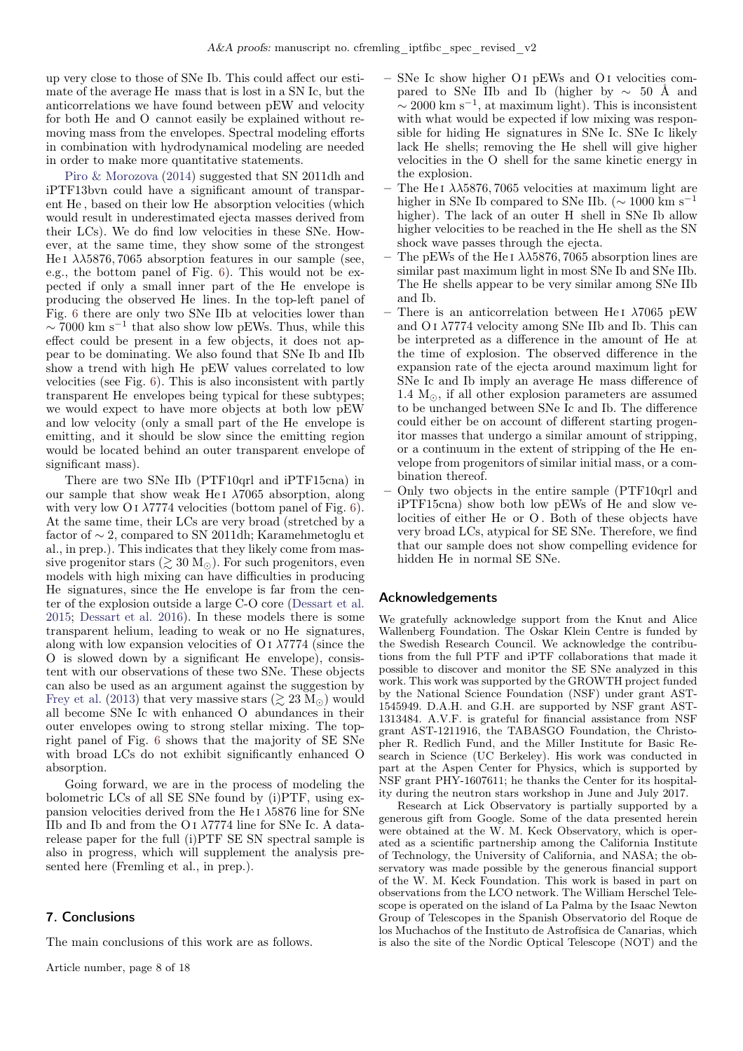up very close to those of SNe Ib. This could affect our estimate of the average He mass that is lost in a SN Ic, but the anticorrelations we have found between pEW and velocity for both He and O cannot easily be explained without removing mass from the envelopes. Spectral modeling efforts in combination with hydrodynamical modeling are needed in order to make more quantitative statements.

Piro & Morozova (2014) suggested that SN 2011dh and iPTF13bvn could have a significant amount of transparent He , based on their low He absorption velocities (which would result in underestimated ejecta masses derived from their LCs). We do find low velocities in these SNe. However, at the same time, they show some of the strongest He i $\lambda\lambda5876, 7065$ absorption features in our sample (see, e.g., the bottom panel of Fig. 6). This would not be expected if only a small inner part of the He envelope is producing the observed He lines. In the top-left panel of Fig. 6 there are only two SNe IIb at velocities lower than $\sim 7000$ km s$^{-1}$ that also show low pEWs. Thus, while this effect could be present in a few objects, it does not appear to be dominating. We also found that SNe Ib and IIb show a trend with high He pEW values correlated to low velocities (see Fig. 6). This is also inconsistent with partly transparent He envelopes being typical for these subtypes; we would expect to have more objects at both low pEW and low velocity (only a small part of the He envelope is emitting, and it should be slow since the emitting region would be located behind an outer transparent envelope of significant mass).

There are two SNe IIb (PTF10qrl and iPTF15cna) in our sample that show weak He i $\lambda7065$ absorption, along with very low O i $\lambda7774$ velocities (bottom panel of Fig. 6). At the same time, their LCs are very broad (stretched by a factor of $\sim 2$, compared to SN 2011dh; Karamehmetoglu et al., in prep.). This indicates that they likely come from massive progenitor stars ($\gtrsim 30$ M$_\odot$). For such progenitors, even models with high mixing can have difficulties in producing He signatures, since the He envelope is far from the center of the explosion outside a large C-O core (Dessart et al. 2015; Dessart et al. 2016). In these models there is some transparent helium, leading to weak or no He signatures, along with low expansion velocities of O i $\lambda7774$ (since the O is slowed down by a significant He envelope), consistent with our observations of these two SNe. These objects can also be used as an argument against the suggestion by Frey et al. (2013) that very massive stars ($\gtrsim 23$ M$_\odot$) would all become SNe Ic with enhanced O abundances in their outer envelopes owing to strong stellar mixing. The top-right panel of Fig. 6 shows that the majority of SE SNe with broad LCs do not exhibit significantly enhanced O absorption.

Going forward, we are in the process of modeling the bolometric LCs of all SE SNe found by (i)PTF, using expansion velocities derived from the He i $\lambda5876$ line for SNe IIb and Ib and from the O i $\lambda7774$ line for SNe Ic. A data-release paper for the full (i)PTF SE SN spectral sample is also in progress, which will supplement the analysis presented here (Fremling et al., in prep.).

## 7. Conclusions

The main conclusions of this work are as follows.

- SNe Ic show higher O i pEWs and O i velocities compared to SNe IIb and Ib (higher by $\sim$ 50 Å and $\sim 2000$ km s$^{-1}$, at maximum light). This is inconsistent with what would be expected if low mixing was responsible for hiding He signatures in SNe Ic. SNe Ic likely lack He shells; removing the He shell will give higher velocities in the O shell for the same kinetic energy in the explosion.
- The He i $\lambda\lambda5876, 7065$ velocities at maximum light are higher in SNe Ib compared to SNe IIb. ($\sim 1000$ km s$^{-1}$ higher). The lack of an outer H shell in SNe Ib allow higher velocities to be reached in the He shell as the SN shock wave passes through the ejecta.
- The pEWs of the He i $\lambda\lambda5876, 7065$ absorption lines are similar past maximum light in most SNe Ib and SNe IIb. The He shells appear to be very similar among SNe IIb and Ib.
- There is an anticorrelation between He i $\lambda7065$ pEW and O i $\lambda7774$ velocity among SNe IIb and Ib. This can be interpreted as a difference in the amount of He at the time of explosion. The observed difference in the expansion rate of the ejecta around maximum light for SNe Ic and Ib imply an average He mass difference of 1.4 M$_\odot$, if all other explosion parameters are assumed to be unchanged between SNe Ic and Ib. The difference could either be on account of different starting progenitor masses that undergo a similar amount of stripping, or a continuum in the extent of stripping of the He envelope from progenitors of similar initial mass, or a combination thereof.
- Only two objects in the entire sample (PTF10qrl and iPTF15cna) show both low pEWs of He and slow velocities of either He or O . Both of these objects have very broad LCs, atypical for SE SNe. Therefore, we find that our sample does not show compelling evidence for hidden He in normal SE SNe.

## Acknowledgements

We gratefully acknowledge support from the Knut and Alice Wallenberg Foundation. The Oskar Klein Centre is funded by the Swedish Research Council. We acknowledge the contributions from the full PTF and iPTF collaborations that made it possible to discover and monitor the SE SNe analyzed in this work. This work was supported by the GROWTH project funded by the National Science Foundation (NSF) under grant AST-1545949. D.A.H. and G.H. are supported by NSF grant AST-1313484. A.V.F. is grateful for financial assistance from NSF grant AST-1211916, the TABASGO Foundation, the Christopher R. Redlich Fund, and the Miller Institute for Basic Research in Science (UC Berkeley). His work was conducted in part at the Aspen Center for Physics, which is supported by NSF grant PHY-1607611; he thanks the Center for its hospitality during the neutron stars workshop in June and July 2017.

Research at Lick Observatory is partially supported by a generous gift from Google. Some of the data presented herein were obtained at the W. M. Keck Observatory, which is operated as a scientific partnership among the California Institute of Technology, the University of California, and NASA; the observatory was made possible by the generous financial support of the W. M. Keck Foundation. This work is based in part on observations from the LCO network. The William Herschel Telescope is operated on the island of La Palma by the Isaac Newton Group of Telescopes in the Spanish Observatorio del Roque de los Muchachos of the Instituto de Astrofísica de Canarias, which is also the site of the Nordic Optical Telescope (NOT) and the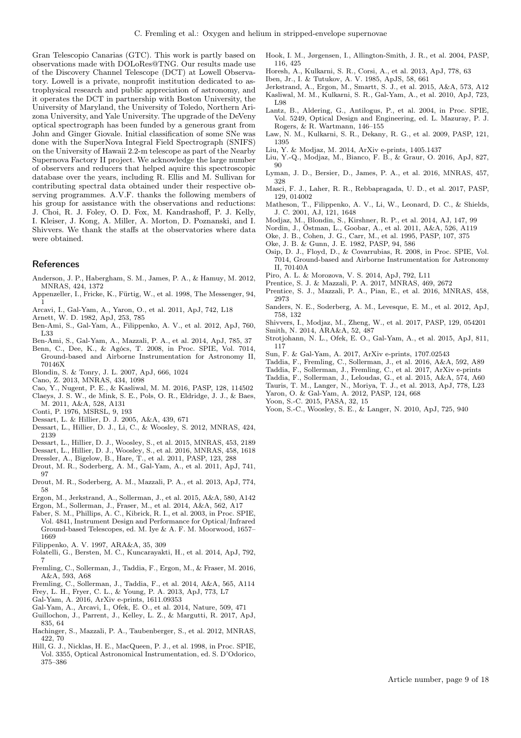Gran Telescopio Canarias (GTC). This work is partly based on observations made with DOLoRes@TNG. Our results made use of the Discovery Channel Telescope (DCT) at Lowell Observatory. Lowell is a private, nonprofit institution dedicated to astrophysical research and public appreciation of astronomy, and it operates the DCT in partnership with Boston University, the University of Maryland, the University of Toledo, Northern Arizona University, and Yale University. The upgrade of the DeVeny optical spectrograph has been funded by a generous grant from John and Ginger Giovale. Initial classification of some SNe was done with the SuperNova Integral Field Spectrograph (SNIFS) on the University of Hawaii 2.2-m telescope as part of the Nearby Supernova Factory II project. We acknowledge the large number of observers and reducers that helped aquire this spectroscopic database over the years, including R. Ellis and M. Sullivan for contributing spectral data obtained under their respective observing programmes. A.V.F. thanks the following members of his group for assistance with the observations and reductions: J. Choi, R. J. Foley, O. D. Fox, M. Kandrashoff, P. J. Kelly, I. Kleiser, J. Kong, A. Miller, A. Morton, D. Poznanski, and I. Shivvers. We thank the staffs at the observatories where data were obtained.

## References

Anderson, J. P., Habergham, S. M., James, P. A., & Hamuy, M. 2012, MNRAS, 424, 1372
Appenzeller, I., Fricke, K., Fürtig, W., et al. 1998, The Messenger, 94, 1
Arcavi, I., Gal-Yam, A., Yaron, O., et al. 2011, ApJ, 742, L18
Arnett, W. D. 1982, ApJ, 253, 785
Ben-Ami, S., Gal-Yam, A., Filippenko, A. V., et al. 2012, ApJ, 760, L33
Ben-Ami, S., Gal-Yam, A., Mazzali, P. A., et al. 2014, ApJ, 785, 37
Benn, C., Dee, K., & Agócs, T. 2008, in Proc. SPIE, Vol. 7014, Ground-based and Airborne Instrumentation for Astronomy II, 70146X
Blondin, S. & Tonry, J. L. 2007, ApJ, 666, 1024
Cano, Z. 2013, MNRAS, 434, 1098
Cao, Y., Nugent, P. E., & Kasliwal, M. M. 2016, PASP, 128, 114502
Claeys, J. S. W., de Mink, S. E., Pols, O. R., Eldridge, J. J., & Baes, M. 2011, A&A, 528, A131
Conti, P. 1976, MSRSL, 9, 193
Dessart, L. & Hillier, D. J. 2005, A&A, 439, 671
Dessart, L., Hillier, D. J., Li, C., & Woosley, S. 2012, MNRAS, 424, 2139
Dessart, L., Hillier, D. J., Woosley, S., et al. 2015, MNRAS, 453, 2189
Dessart, L., Hillier, D. J., Woosley, S., et al. 2016, MNRAS, 458, 1618
Dressler, A., Bigelow, B., Hare, T., et al. 2011, PASP, 123, 288
Drout, M. R., Soderberg, A. M., Gal-Yam, A., et al. 2011, ApJ, 741, 97
Drout, M. R., Soderberg, A. M., Mazzali, P. A., et al. 2013, ApJ, 774, 58
Ergon, M., Jerkstrand, A., Sollerman, J., et al. 2015, A&A, 580, A142
Ergon, M., Sollerman, J., Fraser, M., et al. 2014, A&A, 562, A17
Faber, S. M., Phillips, A. C., Kibrick, R. I., et al. 2003, in Proc. SPIE, Vol. 4841, Instrument Design and Performance for Optical/Infrared Ground-based Telescopes, ed. M. Iye & A. F. M. Moorwood, 1657–1669
Filippenko, A. V. 1997, ARA&A, 35, 309
Folatelli, G., Bersten, M. C., Kuncarayakti, H., et al. 2014, ApJ, 792, 7
Fremling, C., Sollerman, J., Taddia, F., Ergon, M., & Fraser, M. 2016, A&A, 593, A68
Fremling, C., Sollerman, J., Taddia, F., et al. 2014, A&A, 565, A114
Frey, L. H., Fryer, C. L., & Young, P. A. 2013, ApJ, 773, L7
Gal-Yam, A. 2016, ArXiv e-prints, 1611.09353
Gal-Yam, A., Arcavi, I., Ofek, E. O., et al. 2014, Nature, 509, 471
Guillochon, J., Parrent, J., Kelley, L. Z., & Margutti, R. 2017, ApJ, 835, 64
Hachinger, S., Mazzali, P. A., Taubenberger, S., et al. 2012, MNRAS, 422, 70
Hill, G. J., Nicklas, H. E., MacQueen, P. J., et al. 1998, in Proc. SPIE, Vol. 3355, Optical Astronomical Instrumentation, ed. S. D'Odorico, 375–386
Hook, I. M., Jørgensen, I., Allington-Smith, J. R., et al. 2004, PASP, 116, 425
Horesh, A., Kulkarni, S. R., Corsi, A., et al. 2013, ApJ, 778, 63
Iben, Jr., I. & Tutukov, A. V. 1985, ApJS, 58, 661
Jerkstrand, A., Ergon, M., Smartt, S. J., et al. 2015, A&A, 573, A12
Kasliwal, M. M., Kulkarni, S. R., Gal-Yam, A., et al. 2010, ApJ, 723, L98
Lantz, B., Aldering, G., Antilogus, P., et al. 2004, in Proc. SPIE, Vol. 5249, Optical Design and Engineering, ed. L. Mazuray, P. J. Rogers, & R. Wartmann, 146–155
Law, N. M., Kulkarni, S. R., Dekany, R. G., et al. 2009, PASP, 121, 1395
Liu, Y. & Modjaz, M. 2014, ArXiv e-prints, 1405.1437
Liu, Y.-Q., Modjaz, M., Bianco, F. B., & Graur, O. 2016, ApJ, 827, 90
Lyman, J. D., Bersier, D., James, P. A., et al. 2016, MNRAS, 457, 328
Masci, F. J., Laher, R. R., Rebbapragada, U. D., et al. 2017, PASP, 129, 014002
Matheson, T., Filippenko, A. V., Li, W., Leonard, D. C., & Shields, J. C. 2001, AJ, 121, 1648
Modjaz, M., Blondin, S., Kirshner, R. P., et al. 2014, AJ, 147, 99
Nordin, J., Östman, L., Goobar, A., et al. 2011, A&A, 526, A119
Oke, J. B., Cohen, J. G., Carr, M., et al. 1995, PASP, 107, 375
Oke, J. B. & Gunn, J. E. 1982, PASP, 94, 586
Osip, D. J., Floyd, D., & Covarrubias, R. 2008, in Proc. SPIE, Vol. 7014, Ground-based and Airborne Instrumentation for Astronomy II, 70140A
Piro, A. L. & Morozova, V. S. 2014, ApJ, 792, L11
Prentice, S. J. & Mazzali, P. A. 2017, MNRAS, 469, 2672
Prentice, S. J., Mazzali, P. A., Pian, E., et al. 2016, MNRAS, 458, 2973
Sanders, N. E., Soderberg, A. M., Levesque, E. M., et al. 2012, ApJ, 758, 132
Shivvers, I., Modjaz, M., Zheng, W., et al. 2017, PASP, 129, 054201
Smith, N. 2014, ARA&A, 52, 487
Strotjohann, N. L., Ofek, E. O., Gal-Yam, A., et al. 2015, ApJ, 811, 117
Sun, F. & Gal-Yam, A. 2017, ArXiv e-prints, 1707.02543
Taddia, F., Fremling, C., Sollerman, J., et al. 2016, A&A, 592, A89
Taddia, F., Sollerman, J., Fremling, C., et al. 2017, ArXiv e-prints
Taddia, F., Sollerman, J., Leloudas, G., et al. 2015, A&A, 574, A60
Tauris, T. M., Langer, N., Moriya, T. J., et al. 2013, ApJ, 778, L23
Yaron, O. & Gal-Yam, A. 2012, PASP, 124, 668
Yoon, S.-C. 2015, PASA, 32, 15
Yoon, S.-C., Woosley, S. E., & Langer, N. 2010, ApJ, 725, 940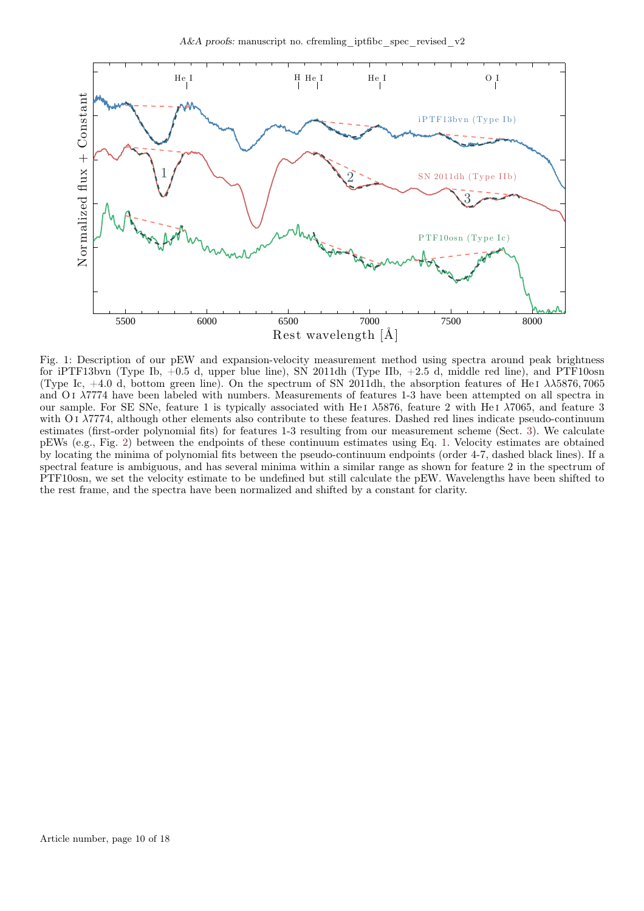Fig. 1: Description of our pEW and expansion-velocity measurement method using spectra around peak brightness for iPTF13bvn (Type Ib, +0.5 d, upper blue line), SN 2011dh (Type IIb, +2.5 d, middle red line), and PTF10osn (Type Ic, +4.0 d, bottom green line). On the spectrum of SN 2011dh, the absorption features of He I $\lambda\lambda5876, 7065$ and O I $\lambda7774$ have been labeled with numbers. Measurements of features 1-3 have been attempted on all spectra in our sample. For SE SNe, feature 1 is typically associated with He I $\lambda5876$, feature 2 with He I $\lambda7065$, and feature 3 with O I $\lambda7774$, although other elements also contribute to these features. Dashed red lines indicate pseudo-continuum estimates (first-order polynomial fits) for features 1-3 resulting from our measurement scheme (Sect. 3). We calculate pEWs (e.g., Fig. 2) between the endpoints of these continuum estimates using Eq. 1. Velocity estimates are obtained by locating the minima of polynomial fits between the pseudo-continuum endpoints (order 4-7, dashed black lines). If a spectral feature is ambiguous, and has several minima within a similar range as shown for feature 2 in the spectrum of PTF10osn, we set the velocity estimate to be undefined but still calculate the pEW. Wavelengths have been shifted to the rest frame, and the spectra have been normalized and shifted by a constant for clarity.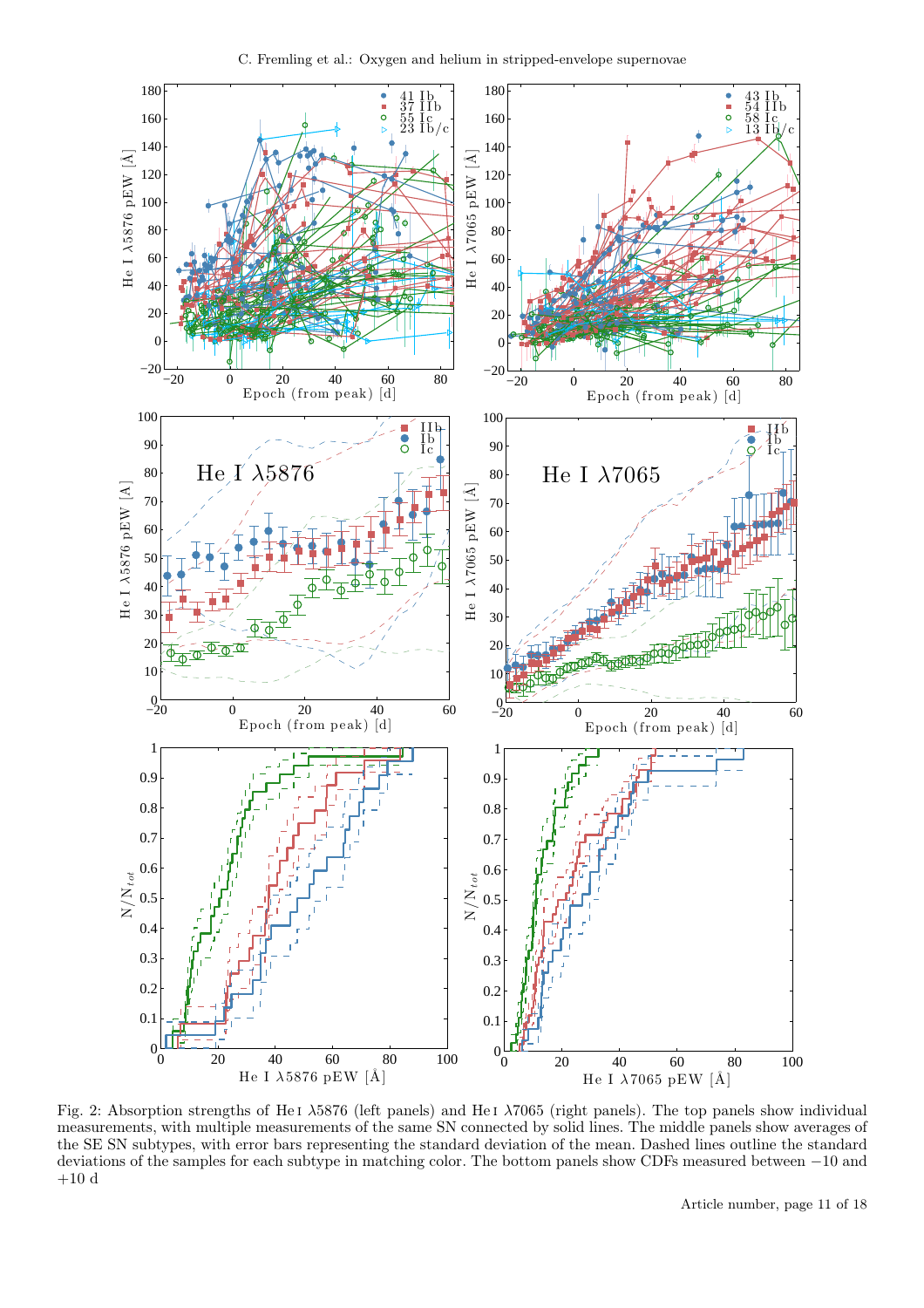Fig. 2: Absorption strengths of He I λ5876 (left panels) and He I λ7065 (right panels). The top panels show individual measurements, with multiple measurements of the same SN connected by solid lines. The middle panels show averages of the SE SN subtypes, with error bars representing the standard deviation of the mean. Dashed lines outline the standard deviations of the samples for each subtype in matching color. The bottom panels show CDFs measured between −10 and +10 d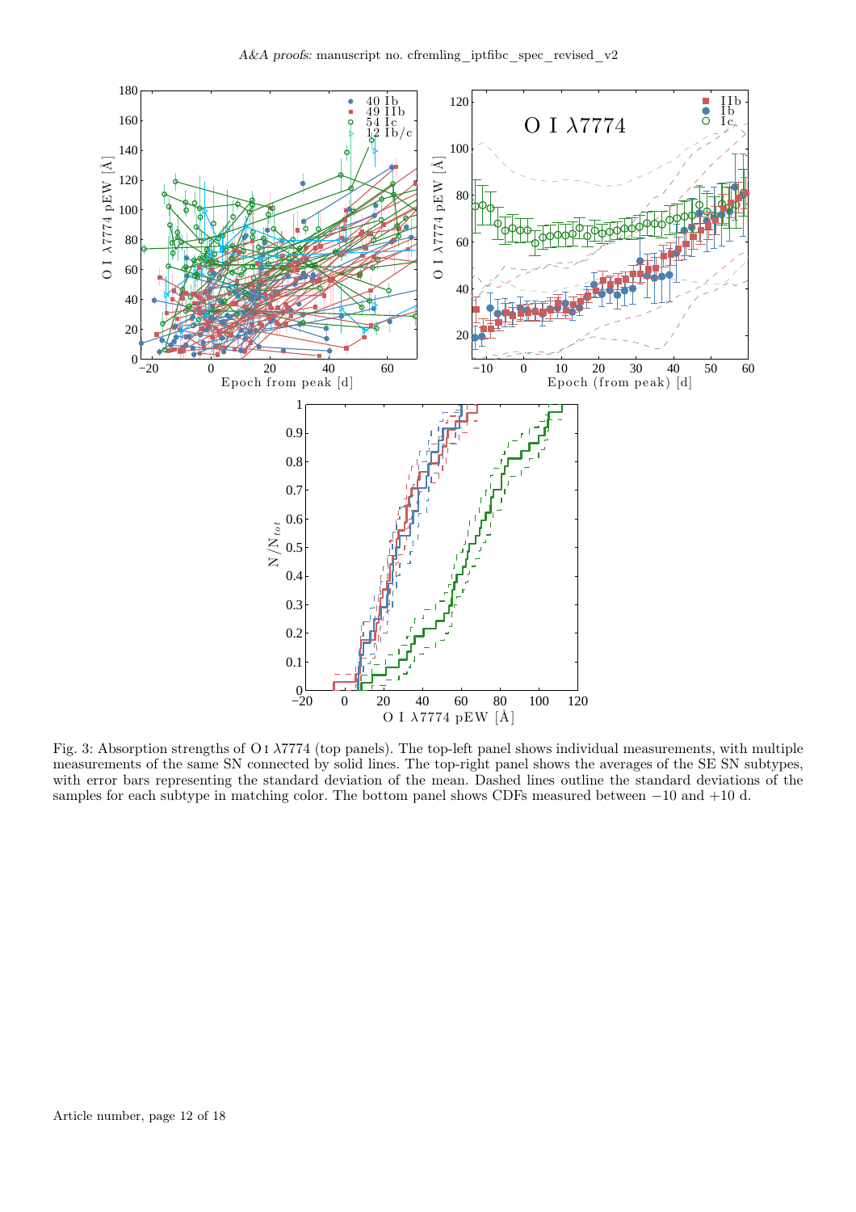Fig. 3: Absorption strengths of O I $\lambda 7774$ (top panels). The top-left panel shows individual measurements, with multiple measurements of the same SN connected by solid lines. The top-right panel shows the averages of the SE SN subtypes, with error bars representing the standard deviation of the mean. Dashed lines outline the standard deviations of the samples for each subtype in matching color. The bottom panel shows CDFs measured between −10 and +10 d.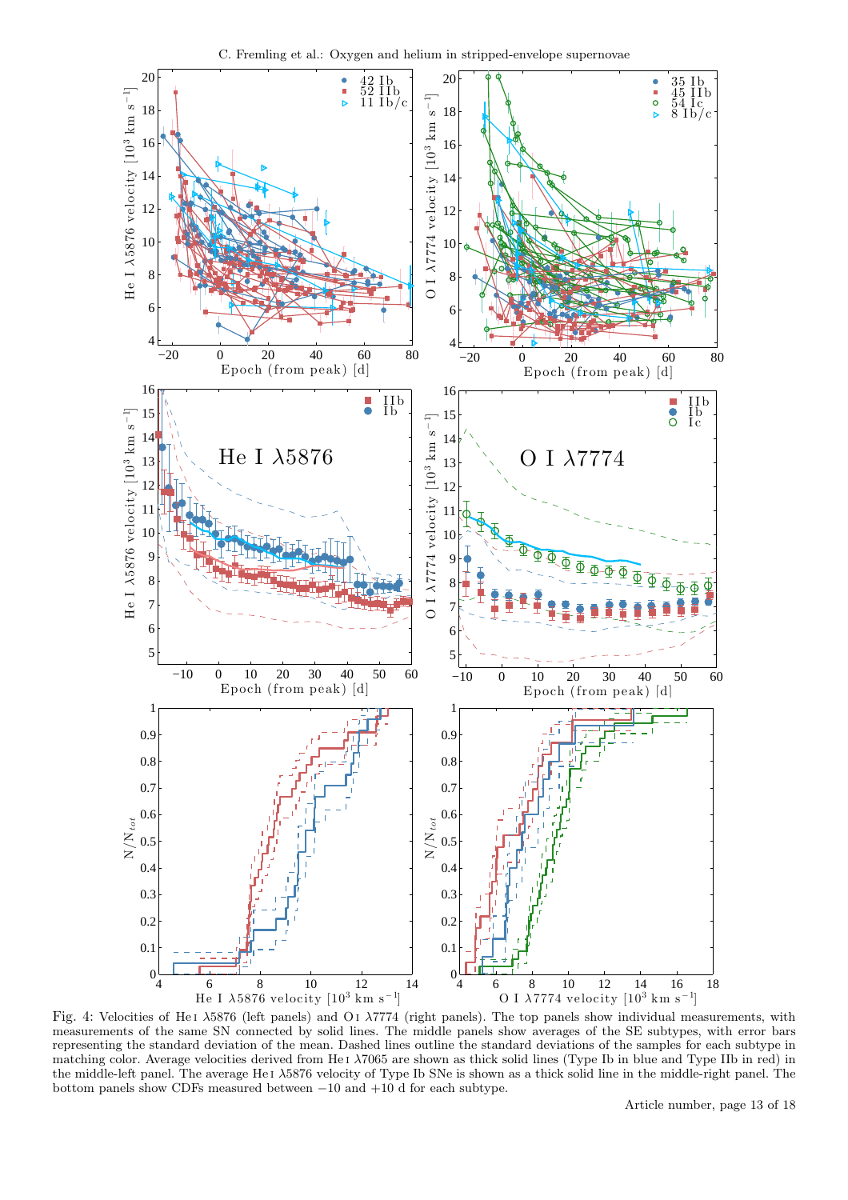Fig. 4: Velocities of He I λ5876 (left panels) and O I λ7774 (right panels). The top panels show individual measurements, with measurements of the same SN connected by solid lines. The middle panels show averages of the SE subtypes, with error bars representing the standard deviation of the mean. Dashed lines outline the standard deviations of the samples for each subtype in matching color. Average velocities derived from He I λ7065 are shown as thick solid lines (Type Ib in blue and Type IIb in red) in the middle-left panel. The average He I λ5876 velocity of Type Ib SNe is shown as a thick solid line in the middle-right panel. The bottom panels show CDFs measured between −10 and +10 d for each subtype.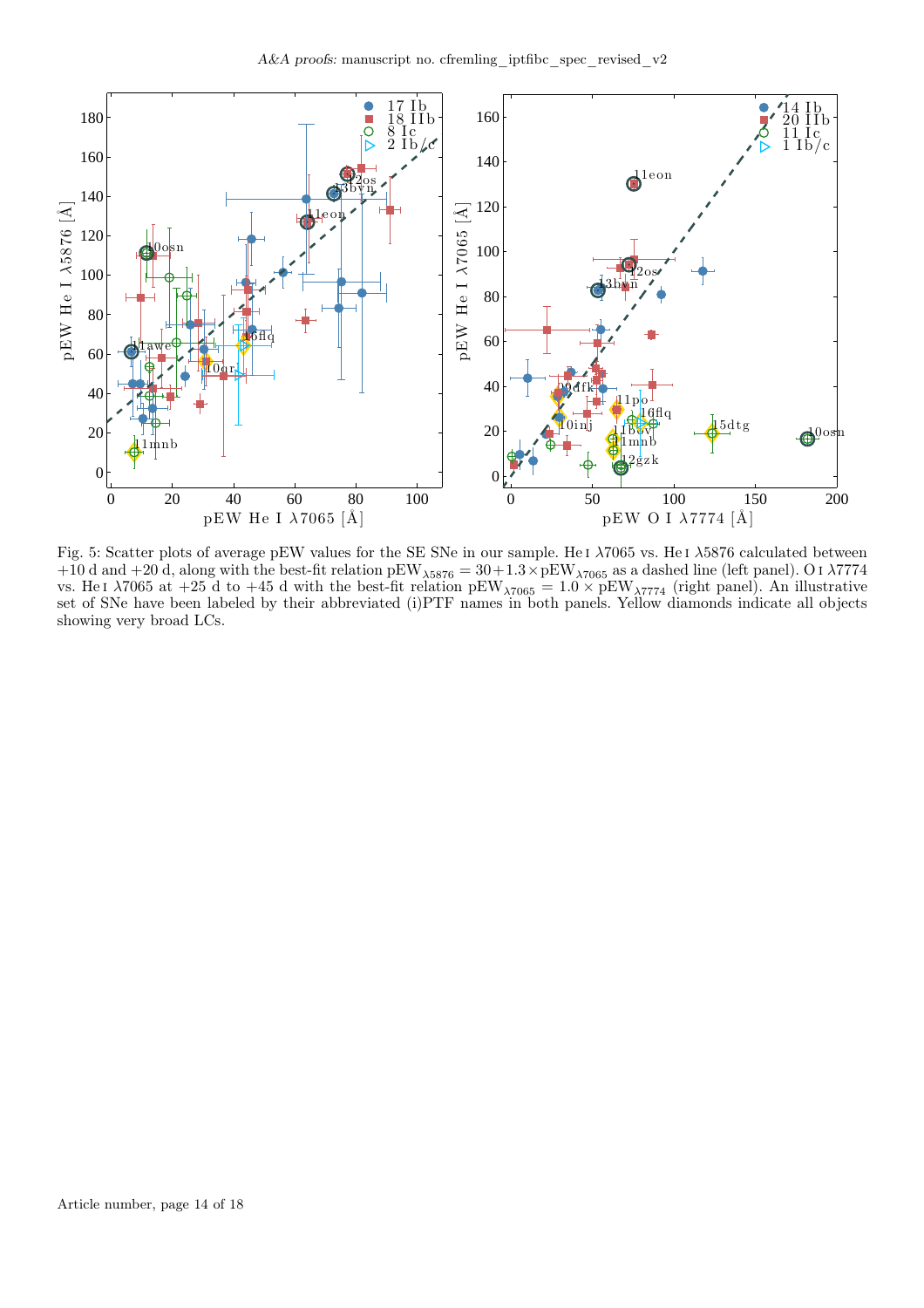Fig. 5: Scatter plots of average pEW values for the SE SNe in our sample. He I $\lambda7065$ vs. He I $\lambda5876$ calculated between +10 d and +20 d, along with the best-fit relation $\text{pEW}_{\lambda5876} = 30+1.3\times\text{pEW}_{\lambda7065}$ as a dashed line (left panel). O I $\lambda7774$ vs. He I $\lambda7065$ at +25 d to +45 d with the best-fit relation $\text{pEW}_{\lambda7065} = 1.0 \times \text{pEW}_{\lambda7774}$ (right panel). An illustrative set of SNe have been labeled by their abbreviated (i)PTF names in both panels. Yellow diamonds indicate all objects showing very broad LCs.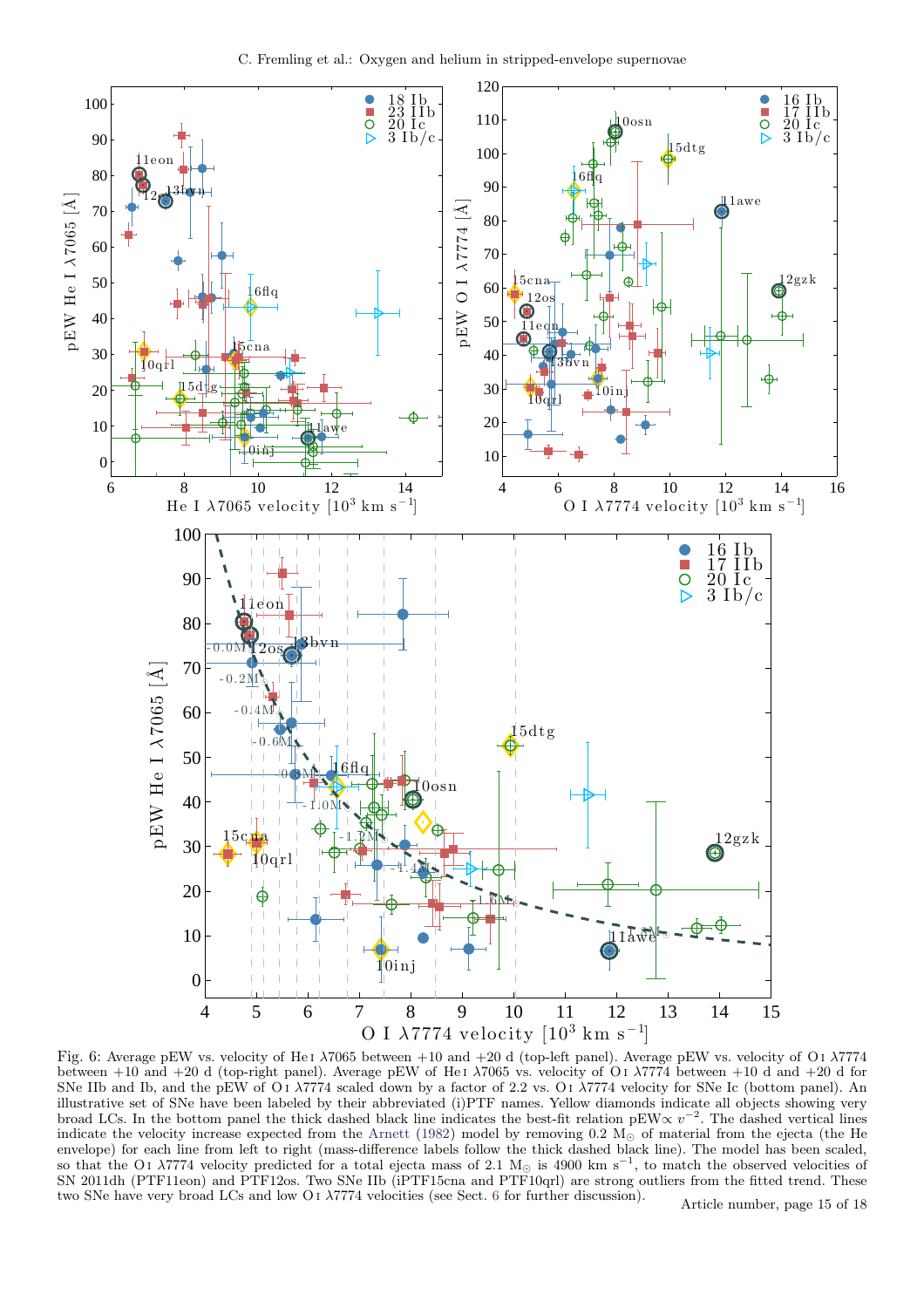Fig. 6: Average pEW vs. velocity of He I λ7065 between +10 and +20 d (top-left panel). Average pEW vs. velocity of O I λ7774 between +10 and +20 d (top-right panel). Average pEW of He I λ7065 vs. velocity of O I λ7774 between +10 d and +20 d for SNe IIb and Ib, and the pEW of O I λ7774 scaled down by a factor of 2.2 vs. O I λ7774 velocity for SNe Ic (bottom panel). An illustrative set of SNe have been labeled by their abbreviated (i)PTF names. Yellow diamonds indicate all objects showing very broad LCs. In the bottom panel the thick dashed black line indicates the best-fit relation pEW$\propto v^{-2}$. The dashed vertical lines indicate the velocity increase expected from the Arnett (1982) model by removing 0.2 $M_{\odot}$ of material from the ejecta (the He envelope) for each line from left to right (mass-difference labels follow the thick dashed black line). The model has been scaled, so that the O I λ7774 velocity predicted for a total ejecta mass of 2.1 $M_{\odot}$ is 4900 km $s^{-1}$, to match the observed velocities of SN 2011dh (PTF11eon) and PTF12os. Two SNe IIb (iPTF15cna and PTF10qrl) are strong outliers from the fitted trend. These two SNe have very broad LCs and low O I λ7774 velocities (see Sect. 6 for further discussion).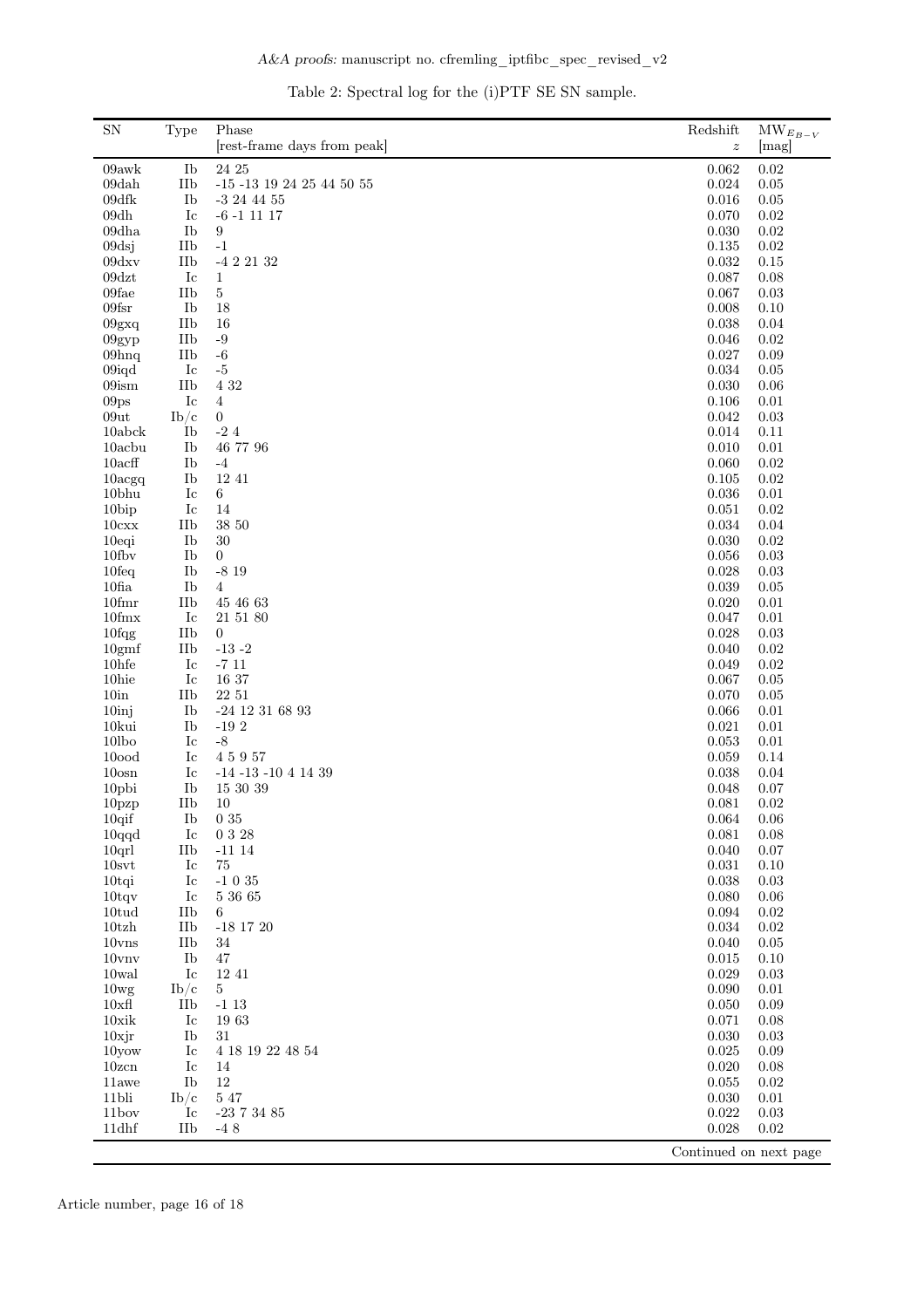Table 2: Spectral log for the (i)PTF SE SN sample.

| SN | Type | Phase [rest-frame days from peak] | Redshift $z$ | $\mathrm{MW}_{E_{B-V}}$ [mag] |
|---|---|---|---|---|
| 09awk | Ib | 24 25 | 0.062 | 0.02 |
| 09dah | IIb | -15 -13 19 24 25 44 50 55 | 0.024 | 0.05 |
| 09dfk | Ib | -3 24 44 55 | 0.016 | 0.05 |
| 09dh | Ic | -6 -1 11 17 | 0.070 | 0.02 |
| 09dha | Ib | 9 | 0.030 | 0.02 |
| 09dsj | IIb | -1 | 0.135 | 0.02 |
| 09dxv | IIb | -4 2 21 32 | 0.032 | 0.15 |
| 09dzt | Ic | 1 | 0.087 | 0.08 |
| 09fae | IIb | 5 | 0.067 | 0.03 |
| 09fsr | Ib | 18 | 0.008 | 0.10 |
| 09gxq | IIb | 16 | 0.038 | 0.04 |
| 09gyp | IIb | -9 | 0.046 | 0.02 |
| 09hnq | IIb | -6 | 0.027 | 0.09 |
| 09iqd | Ic | -5 | 0.034 | 0.05 |
| 09ism | IIb | 4 32 | 0.030 | 0.06 |
| 09ps | Ic | 4 | 0.106 | 0.01 |
| 09ut | Ib/c | 0 | 0.042 | 0.03 |
| 10abck | Ib | -2 4 | 0.014 | 0.11 |
| 10acbu | Ib | 46 77 96 | 0.010 | 0.01 |
| 10acff | Ib | -4 | 0.060 | 0.02 |
| 10acgq | Ib | 12 41 | 0.105 | 0.02 |
| 10bhu | Ic | 6 | 0.036 | 0.01 |
| 10bip | Ic | 14 | 0.051 | 0.02 |
| 10cxx | IIb | 38 50 | 0.034 | 0.04 |
| 10eqi | Ib | 30 | 0.030 | 0.02 |
| 10fbv | Ib | 0 | 0.056 | 0.03 |
| 10feq | Ib | -8 19 | 0.028 | 0.03 |
| 10fia | Ib | 4 | 0.039 | 0.05 |
| 10fmr | IIb | 45 46 63 | 0.020 | 0.01 |
| 10fmx | Ic | 21 51 80 | 0.047 | 0.01 |
| 10fqg | IIb | 0 | 0.028 | 0.03 |
| 10gmf | IIb | -13 -2 | 0.040 | 0.02 |
| 10hfe | Ic | -7 11 | 0.049 | 0.02 |
| 10hie | Ic | 16 37 | 0.067 | 0.05 |
| 10in | IIb | 22 51 | 0.070 | 0.05 |
| 10inj | Ib | -24 12 31 68 93 | 0.066 | 0.01 |
| 10kui | Ib | -19 2 | 0.021 | 0.01 |
| 10lbo | Ic | -8 | 0.053 | 0.01 |
| 10ood | Ic | 4 5 9 57 | 0.059 | 0.14 |
| 10osn | Ic | -14 -13 -10 4 14 39 | 0.038 | 0.04 |
| 10pbi | Ib | 15 30 39 | 0.048 | 0.07 |
| 10pzp | IIb | 10 | 0.081 | 0.02 |
| 10qif | Ib | 0 35 | 0.064 | 0.06 |
| 10qqd | Ic | 0 3 28 | 0.081 | 0.08 |
| 10qrl | IIb | -11 14 | 0.040 | 0.07 |
| 10svt | Ic | 75 | 0.031 | 0.10 |
| 10tqi | Ic | -1 0 35 | 0.038 | 0.03 |
| 10tqv | Ic | 5 36 65 | 0.080 | 0.06 |
| 10tud | IIb | 6 | 0.094 | 0.02 |
| 10tzh | IIb | -18 17 20 | 0.034 | 0.02 |
| 10vns | IIb | 34 | 0.040 | 0.05 |
| 10vnv | Ib | 47 | 0.015 | 0.10 |
| 10wal | Ic | 12 41 | 0.029 | 0.03 |
| 10wg | Ib/c | 5 | 0.090 | 0.01 |
| 10xfl | IIb | -1 13 | 0.050 | 0.09 |
| 10xik | Ic | 19 63 | 0.071 | 0.08 |
| 10xjr | Ib | 31 | 0.030 | 0.03 |
| 10yow | Ic | 4 18 19 22 48 54 | 0.025 | 0.09 |
| 10zcn | Ic | 14 | 0.020 | 0.08 |
| 11awe | Ib | 12 | 0.055 | 0.02 |
| 11bli | Ib/c | 5 47 | 0.030 | 0.01 |
| 11bov | Ic | -23 7 34 85 | 0.022 | 0.03 |
| 11dhf | IIb | -4 8 | 0.028 | 0.02 |

Continued on next page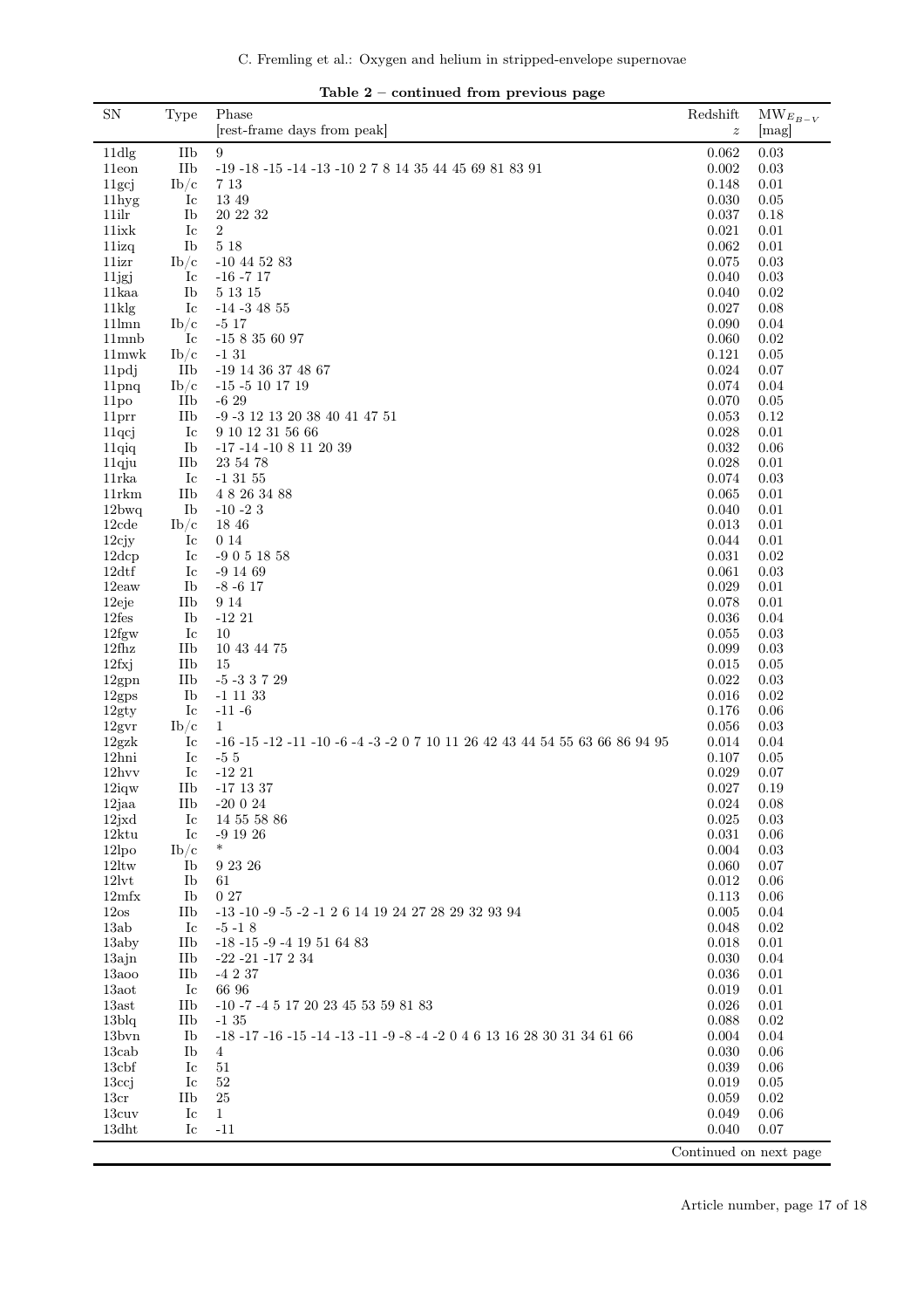**Table 2 – continued from previous page**

| SN | Type | Phase [rest-frame days from peak] | Redshift $z$ | $MW_{E_{B-V}}$ [mag] |
|---|---|---|---|---|
| 11dlg | IIb | 9 | 0.062 | 0.03 |
| 11eon | IIb | -19 -18 -15 -14 -13 -10 2 7 8 14 35 44 45 69 81 83 91 | 0.002 | 0.03 |
| 11gcj | Ib/c | 7 13 | 0.148 | 0.01 |
| 11hyg | Ic | 13 49 | 0.030 | 0.05 |
| 11ilr | Ib | 20 22 32 | 0.037 | 0.18 |
| 11ixk | Ic | 2 | 0.021 | 0.01 |
| 11izq | Ib | 5 18 | 0.062 | 0.01 |
| 11izr | Ib/c | -10 44 52 83 | 0.075 | 0.03 |
| 11jgj | Ic | -16 -7 17 | 0.040 | 0.03 |
| 11kaa | Ib | 5 13 15 | 0.040 | 0.02 |
| 11klg | Ic | -14 -3 48 55 | 0.027 | 0.08 |
| 11lmn | Ib/c | -5 17 | 0.090 | 0.04 |
| 11mnb | Ic | -15 8 35 60 97 | 0.060 | 0.02 |
| 11mwk | Ib/c | -1 31 | 0.121 | 0.05 |
| 11pdj | IIb | -19 14 36 37 48 67 | 0.024 | 0.07 |
| 11pnq | Ib/c | -15 -5 10 17 19 | 0.074 | 0.04 |
| 11po | IIb | -6 29 | 0.070 | 0.05 |
| 11prr | IIb | -9 -3 12 13 20 38 40 41 47 51 | 0.053 | 0.12 |
| 11qcj | Ic | 9 10 12 31 56 66 | 0.028 | 0.01 |
| 11qiq | Ib | -17 -14 -10 8 11 20 39 | 0.032 | 0.06 |
| 11qju | IIb | 23 54 78 | 0.028 | 0.01 |
| 11rka | Ic | -1 31 55 | 0.074 | 0.03 |
| 11rkm | IIb | 4 8 26 34 88 | 0.065 | 0.01 |
| 12bwq | Ib | -10 -2 3 | 0.040 | 0.01 |
| 12cde | Ib/c | 18 46 | 0.013 | 0.01 |
| 12cjy | Ic | 0 14 | 0.044 | 0.01 |
| 12dcp | Ic | -9 0 5 18 58 | 0.031 | 0.02 |
| 12dtf | Ic | -9 14 69 | 0.061 | 0.03 |
| 12eaw | Ib | -8 -6 17 | 0.029 | 0.01 |
| 12eje | IIb | 9 14 | 0.078 | 0.01 |
| 12fes | Ib | -12 21 | 0.036 | 0.04 |
| 12fgw | Ic | 10 | 0.055 | 0.03 |
| 12fhz | IIb | 10 43 44 75 | 0.099 | 0.03 |
| 12fxj | IIb | 15 | 0.015 | 0.05 |
| 12gpn | IIb | -5 -3 3 7 29 | 0.022 | 0.03 |
| 12gps | Ib | -1 11 33 | 0.016 | 0.02 |
| 12gty | Ic | -11 -6 | 0.176 | 0.06 |
| 12gvr | Ib/c | 1 | 0.056 | 0.03 |
| 12gzk | Ic | -16 -15 -12 -11 -10 -6 -4 -3 -2 0 7 10 11 26 42 43 44 54 55 63 66 86 94 95 | 0.014 | 0.04 |
| 12hni | Ic | -5 5 | 0.107 | 0.05 |
| 12hvv | Ic | -12 21 | 0.029 | 0.07 |
| 12iqw | IIb | -17 13 37 | 0.027 | 0.19 |
| 12jaa | IIb | -20 0 24 | 0.024 | 0.08 |
| 12jxd | Ic | 14 55 58 86 | 0.025 | 0.03 |
| 12ktu | Ic | -9 19 26 | 0.031 | 0.06 |
| 12lpo | Ib/c | * | 0.004 | 0.03 |
| 12ltw | Ib | 9 23 26 | 0.060 | 0.07 |
| 12lvt | Ib | 61 | 0.012 | 0.06 |
| 12mfx | Ib | 0 27 | 0.113 | 0.06 |
| 12os | IIb | -13 -10 -9 -5 -2 -1 2 6 14 19 24 27 28 29 32 93 94 | 0.005 | 0.04 |
| 13ab | Ic | -5 -1 8 | 0.048 | 0.02 |
| 13aby | IIb | -18 -15 -9 -4 19 51 64 83 | 0.018 | 0.01 |
| 13ajn | IIb | -22 -21 -17 2 34 | 0.030 | 0.04 |
| 13aoo | IIb | -4 2 37 | 0.036 | 0.01 |
| 13aot | Ic | 66 96 | 0.019 | 0.01 |
| 13ast | IIb | -10 -7 -4 5 17 20 23 45 53 59 81 83 | 0.026 | 0.01 |
| 13blq | IIb | -1 35 | 0.088 | 0.02 |
| 13bvn | Ib | -18 -17 -16 -15 -14 -13 -11 -9 -8 -4 -2 0 4 6 13 16 28 30 31 34 61 66 | 0.004 | 0.04 |
| 13cab | Ib | 4 | 0.030 | 0.06 |
| 13cbf | Ic | 51 | 0.039 | 0.06 |
| 13ccj | Ic | 52 | 0.019 | 0.05 |
| 13cr | IIb | 25 | 0.059 | 0.02 |
| 13cuv | Ic | 1 | 0.049 | 0.06 |
| 13dht | Ic | -11 | 0.040 | 0.07 |

Continued on next page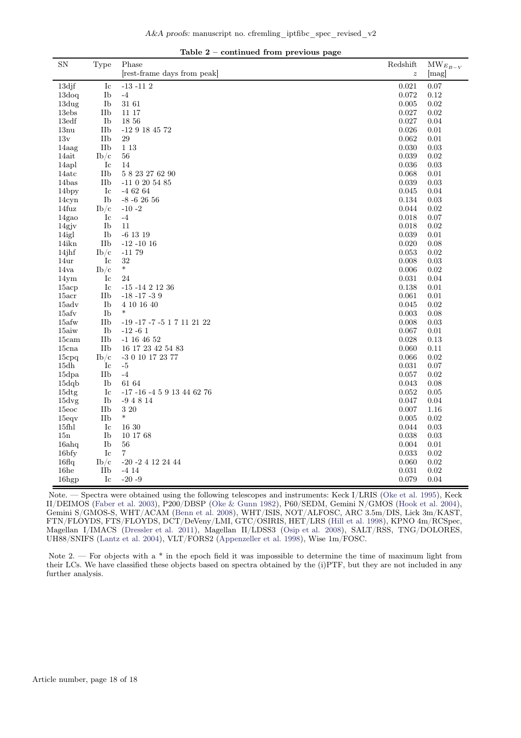**Table 2 – continued from previous page**

| SN | Type | Phase [rest-frame days from peak] | Redshift $z$ | $MW_{E_{B-V}}$ [mag] |
|---|---|---|---|---|
| 13djf | Ic | -13 -11 2 | 0.021 | 0.07 |
| 13doq | Ib | -4 | 0.072 | 0.12 |
| 13dug | Ib | 31 61 | 0.005 | 0.02 |
| 13ebs | IIb | 11 17 | 0.027 | 0.02 |
| 13edf | Ib | 18 56 | 0.027 | 0.04 |
| 13nu | IIb | -12 9 18 45 72 | 0.026 | 0.01 |
| 13v | IIb | 29 | 0.062 | 0.01 |
| 14aag | IIb | 1 13 | 0.030 | 0.03 |
| 14ait | Ib/c | 56 | 0.039 | 0.02 |
| 14apl | Ic | 14 | 0.036 | 0.03 |
| 14atc | IIb | 5 8 23 27 62 90 | 0.068 | 0.01 |
| 14bas | IIb | -11 0 20 54 85 | 0.039 | 0.03 |
| 14bpy | Ic | -4 62 64 | 0.045 | 0.04 |
| 14cyn | Ib | -8 -6 26 56 | 0.134 | 0.03 |
| 14fuz | Ib/c | -10 -2 | 0.044 | 0.02 |
| 14gao | Ic | -4 | 0.018 | 0.07 |
| 14gjv | Ib | 11 | 0.018 | 0.02 |
| 14igl | Ib | -6 13 19 | 0.039 | 0.01 |
| 14ikn | IIb | -12 -10 16 | 0.020 | 0.08 |
| 14jhf | Ib/c | -11 79 | 0.053 | 0.02 |
| 14ur | Ic | 32 | 0.008 | 0.03 |
| 14va | Ib/c | * | 0.006 | 0.02 |
| 14ym | Ic | 24 | 0.031 | 0.04 |
| 15acp | Ic | -15 -14 2 12 36 | 0.138 | 0.01 |
| 15acr | IIb | -18 -17 -3 9 | 0.061 | 0.01 |
| 15adv | Ib | 4 10 16 40 | 0.045 | 0.02 |
| 15afv | Ib | * | 0.003 | 0.08 |
| 15afw | IIb | -19 -17 -7 -5 1 7 11 21 22 | 0.008 | 0.03 |
| 15aiw | Ib | -12 -6 1 | 0.067 | 0.01 |
| 15cam | IIb | -1 16 46 52 | 0.028 | 0.13 |
| 15cna | IIb | 16 17 23 42 54 83 | 0.060 | 0.11 |
| 15cpq | Ib/c | -3 0 10 17 23 77 | 0.066 | 0.02 |
| 15dh | Ic | -5 | 0.031 | 0.07 |
| 15dpa | IIb | -4 | 0.057 | 0.02 |
| 15dqb | Ib | 61 64 | 0.043 | 0.08 |
| 15dtg | Ic | -17 -16 -4 5 9 13 44 62 76 | 0.052 | 0.05 |
| 15dvg | Ib | -9 4 8 14 | 0.047 | 0.04 |
| 15eoc | IIb | 3 20 | 0.007 | 1.16 |
| 15eqv | IIb | * | 0.005 | 0.02 |
| 15fhl | Ic | 16 30 | 0.044 | 0.03 |
| 15n | Ib | 10 17 68 | 0.038 | 0.03 |
| 16ahq | Ib | 56 | 0.004 | 0.01 |
| 16bfy | Ic | 7 | 0.033 | 0.02 |
| 16flq | Ib/c | -20 -2 4 12 24 44 | 0.060 | 0.02 |
| 16he | IIb | -4 14 | 0.031 | 0.02 |
| 16hgp | Ic | -20 -9 | 0.079 | 0.04 |

Note. — Spectra were obtained using the following telescopes and instruments: Keck I/LRIS (Oke et al. 1995), Keck II/DEIMOS (Faber et al. 2003), P200/DBSP (Oke & Gunn 1982), P60/SEDM, Gemini N/GMOS (Hook et al. 2004), Gemini S/GMOS-S, WHT/ACAM (Benn et al. 2008), WHT/ISIS, NOT/ALFOSC, ARC 3.5m/DIS, Lick 3m/KAST, FTN/FLOYDS, FTS/FLOYDS, DCT/DeVeny/LMI, GTC/OSIRIS, HET/LRS (Hill et al. 1998), KPNO 4m/RCSpec, Magellan I/IMACS (Dressler et al. 2011), Magellan II/LDSS3 (Osip et al. 2008), SALT/RSS, TNG/DOLORES, UH88/SNIFS (Lantz et al. 2004), VLT/FORS2 (Appenzeller et al. 1998), Wise 1m/FOSC.

Note 2. — For objects with a * in the epoch field it was impossible to determine the time of maximum light from their LCs. We have classified these objects based on spectra obtained by the (i)PTF, but they are not included in any further analysis.